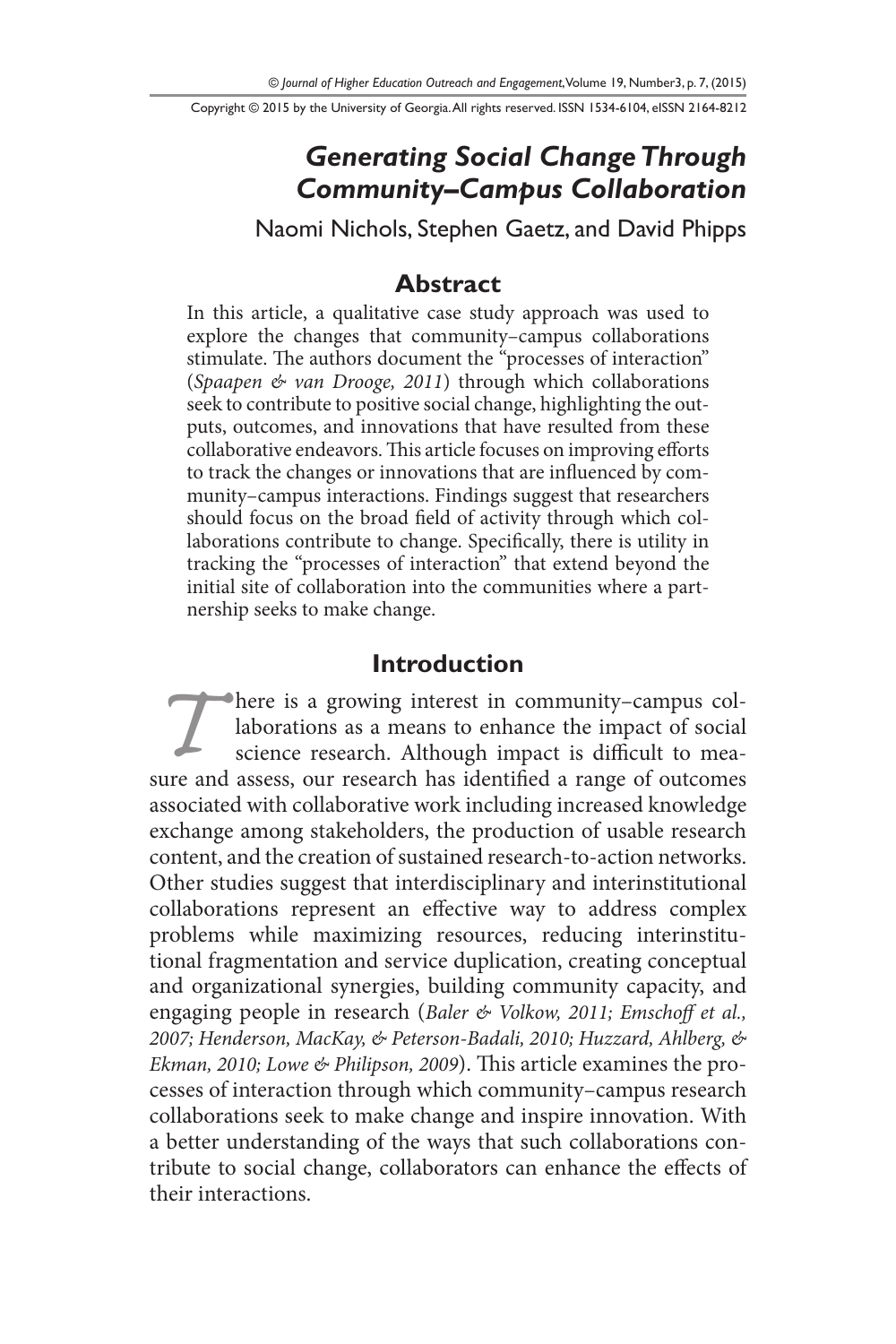# *Generating Social Change Through Community–Campus Collaboration*

Naomi Nichols, Stephen Gaetz, and David Phipps

## Abstract

In this article, a qualitative case study approach was used to explore the changes that community–campus collaborations stimulate. The authors document the "processes of interaction" (*Spaapen & van Drooge, 2011*) through which collaborations seek to contribute to positive social change, highlighting the outputs, outcomes, and innovations that have resulted from these collaborative endeavors. This article focuses on improving efforts to track the changes or innovations that are influenced by community–campus interactions. Findings suggest that researchers should focus on the broad field of activity through which collaborations contribute to change. Specifically, there is utility in tracking the "processes of interaction" that extend beyond the initial site of collaboration into the communities where a partnership seeks to make change.

## Introduction

There is a growing interest in community–campus collaborations as a means to enhance the impact of social science research. Although impact is difficult to measure and assess, our research has identified a range of outcomes associated with collaborative work including increased knowledge exchange among stakeholders, the production of usable research content, and the creation of sustained research-to-action networks. Other studies suggest that interdisciplinary and interinstitutional collaborations represent an effective way to address complex problems while maximizing resources, reducing interinstitutional fragmentation and service duplication, creating conceptual and organizational synergies, building community capacity, and engaging people in research (*Baler & Volkow, 2011; Emshoff et al., 2007; Henderson, MacKay, & Peterson-Badali, 2010; Huzzard, Ahlberg, & Ekman, 2010; Lowe & Philipson, 2009*). This article examines the processes of interaction through which community–campus research collaborations seek to make change and inspire innovation. With a better understanding of the ways that such collaborations contribute to social change, collaborators can enhance the effects of their interactions.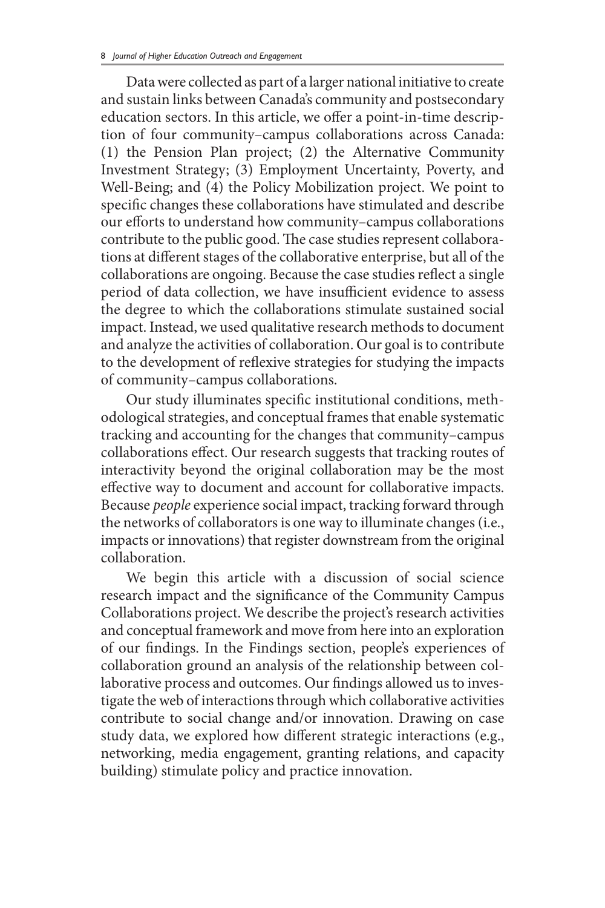Data were collected as part of a larger national initiative to create and sustain links between Canada's community and postsecondary education sectors. In this article, we offer a point-in-time description of four community–campus collaborations across Canada: (1) the Pension Plan project; (2) the Alternative Community Investment Strategy; (3) Employment Uncertainty, Poverty, and Well-Being; and (4) the Policy Mobilization project. We point to specific changes these collaborations have stimulated and describe our efforts to understand how community–campus collaborations contribute to the public good. The case studies represent collaborations at different stages of the collaborative enterprise, but all of the collaborations are ongoing. Because the case studies reflect a single period of data collection, we have insufficient evidence to assess the degree to which the collaborations stimulate sustained social impact. Instead, we used qualitative research methods to document and analyze the activities of collaboration. Our goal is to contribute to the development of reflexive strategies for studying the impacts of community–campus collaborations.

Our study illuminates specific institutional conditions, methodological strategies, and conceptual frames that enable systematic tracking and accounting for the changes that community–campus collaborations effect. Our research suggests that tracking routes of interactivity beyond the original collaboration may be the most effective way to document and account for collaborative impacts. Because *people* experience social impact, tracking forward through the networks of collaborators is one way to illuminate changes (i.e., impacts or innovations) that register downstream from the original collaboration.

We begin this article with a discussion of social science research impact and the significance of the Community Campus Collaborations project. We describe the project's research activities and conceptual framework and move from here into an exploration of our findings. In the Findings section, people's experiences of collaboration ground an analysis of the relationship between collaborative process and outcomes. Our findings allowed us to investigate the web of interactions through which collaborative activities contribute to social change and/or innovation. Drawing on case study data, we explored how different strategic interactions (e.g., networking, media engagement, granting relations, and capacity building) stimulate policy and practice innovation.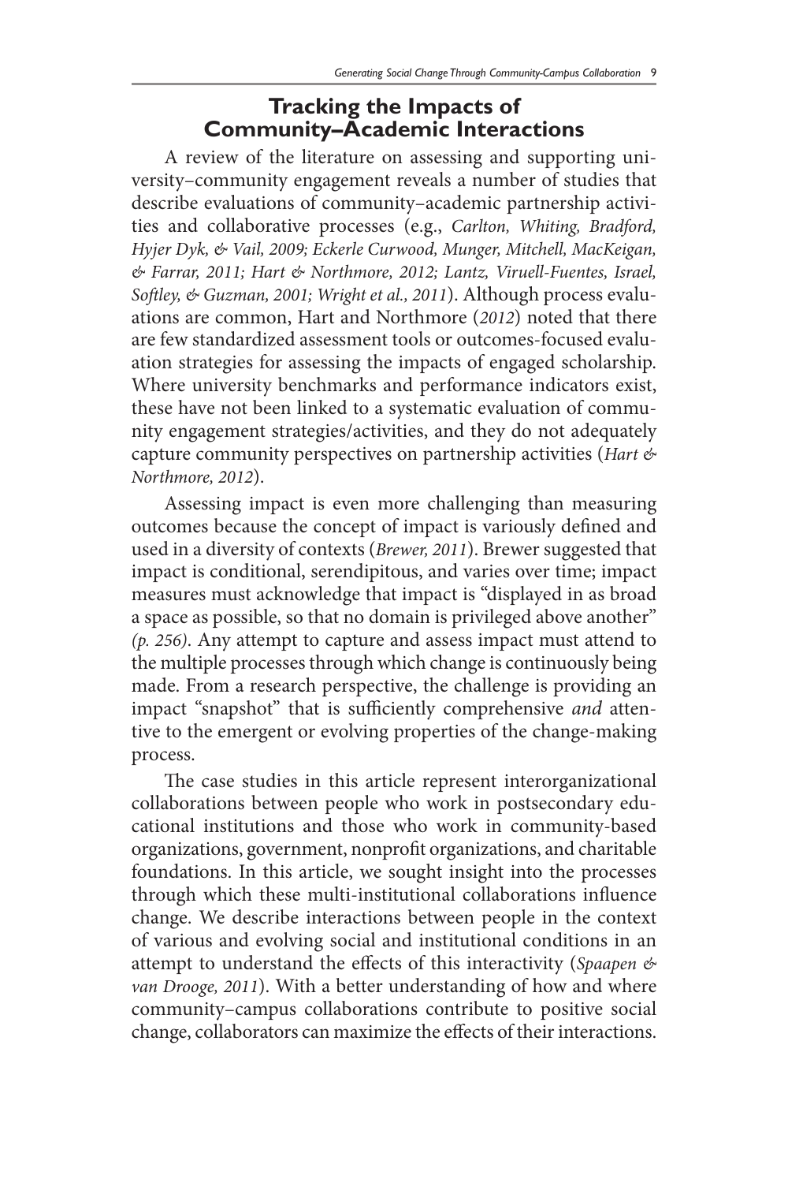## Tracking the Impacts of Community–Academic Interactions

A review of the literature on assessing and supporting university–community engagement reveals a number of studies that describe evaluations of community–academic partnership activities and collaborative processes (e.g., *Carlton, Whiting, Bradford, Hyjer Dyk, & Vail, 2009; Eckerle Curwood, Munger, Mitchell, MacKeigan, & Farrar, 2011; Hart & Northmore, 2012; Lantz, Viruell-Fuentes, Israel, Softley, & Guzman, 2001; Wright et al., 2011*). Although process evaluations are common, Hart and Northmore (*2012*) noted that there are few standardized assessment tools or outcomes-focused evaluation strategies for assessing the impacts of engaged scholarship. Where university benchmarks and performance indicators exist, these have not been linked to a systematic evaluation of community engagement strategies/activities, and they do not adequately capture community perspectives on partnership activities (*Hart & Northmore, 2012*).

Assessing impact is even more challenging than measuring outcomes because the concept of impact is variously defined and used in a diversity of contexts (*Brewer, 2011*). Brewer suggested that impact is conditional, serendipitous, and varies over time; impact measures must acknowledge that impact is "displayed in as broad a space as possible, so that no domain is privileged above another" *(p. 256)*. Any attempt to capture and assess impact must attend to the multiple processes through which change is continuously being made. From a research perspective, the challenge is providing an impact "snapshot" that is sufficiently comprehensive *and* attentive to the emergent or evolving properties of the change-making process.

The case studies in this article represent interorganizational collaborations between people who work in postsecondary educational institutions and those who work in community-based organizations, government, nonprofit organizations, and charitable foundations. In this article, we sought insight into the processes through which these multi-institutional collaborations influence change. We describe interactions between people in the context of various and evolving social and institutional conditions in an attempt to understand the effects of this interactivity (*Spaapen & van Drooge, 2011*). With a better understanding of how and where community–campus collaborations contribute to positive social change, collaborators can maximize the effects of their interactions.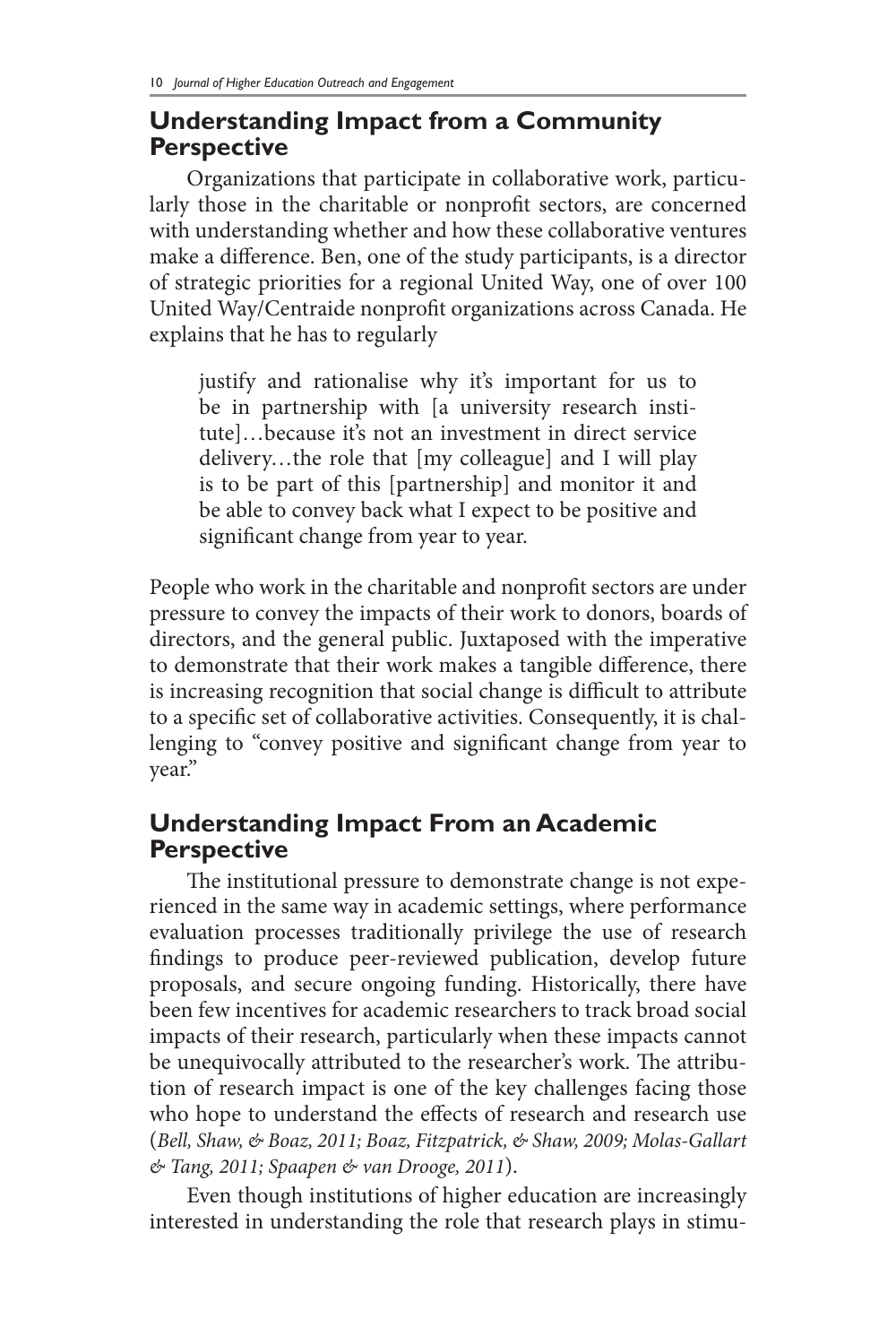## Understanding Impact from a Community Perspective

Organizations that participate in collaborative work, particularly those in the charitable or nonprofit sectors, are concerned with understanding whether and how these collaborative ventures make a difference. Ben, one of the study participants, is a director of strategic priorities for a regional United Way, one of over 100 United Way/Centraide nonprofit organizations across Canada. He explains that he has to regularly

> justify and rationalise why it's important for us to be in partnership with [a university research institute]…because it's not an investment in direct service delivery…the role that [my colleague] and I will play is to be part of this [partnership] and monitor it and be able to convey back what I expect to be positive and significant change from year to year.

People who work in the charitable and nonprofit sectors are under pressure to convey the impacts of their work to donors, boards of directors, and the general public. Juxtaposed with the imperative to demonstrate that their work makes a tangible difference, there is increasing recognition that social change is difficult to attribute to a specific set of collaborative activities. Consequently, it is challenging to "convey positive and significant change from year to year."

## Understanding Impact From an Academic Perspective

The institutional pressure to demonstrate change is not experienced in the same way in academic settings, where performance evaluation processes traditionally privilege the use of research findings to produce peer-reviewed publication, develop future proposals, and secure ongoing funding. Historically, there have been few incentives for academic researchers to track broad social impacts of their research, particularly when these impacts cannot be unequivocally attributed to the researcher's work. The attribution of research impact is one of the key challenges facing those who hope to understand the effects of research and research use (*Bell, Shaw, & Boaz, 2011; Boaz, Fitzpatrick, & Shaw, 2009; Molas-Gallart & Tang, 2011; Spaapen & van Drooge, 2011*).

Even though institutions of higher education are increasingly interested in understanding the role that research plays in stimu-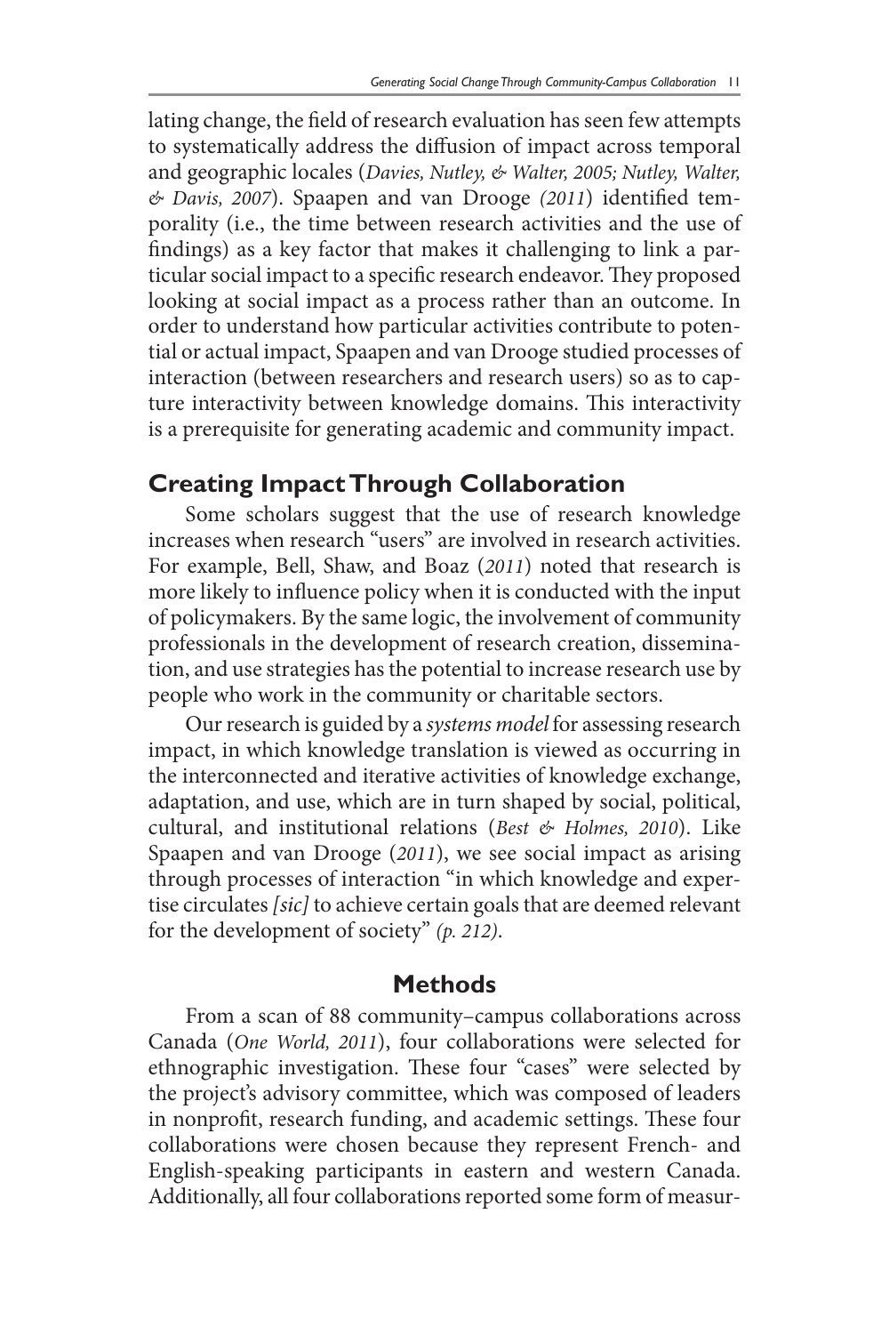lating change, the field of research evaluation has seen few attempts to systematically address the diffusion of impact across temporal and geographic locales (*Davies, Nutley, & Walter, 2005; Nutley, Walter, & Davis, 2007*). Spaapen and van Drooge *(2011*) identified temporality (i.e., the time between research activities and the use of findings) as a key factor that makes it challenging to link a particular social impact to a specific research endeavor. They proposed looking at social impact as a process rather than an outcome. In order to understand how particular activities contribute to potential or actual impact, Spaapen and van Drooge studied processes of interaction (between researchers and research users) so as to capture interactivity between knowledge domains. This interactivity is a prerequisite for generating academic and community impact.

## Creating Impact Through Collaboration

Some scholars suggest that the use of research knowledge increases when research "users" are involved in research activities. For example, Bell, Shaw, and Boaz (*2011*) noted that research is more likely to influence policy when it is conducted with the input of policymakers. By the same logic, the involvement of community professionals in the development of research creation, dissemination, and use strategies has the potential to increase research use by people who work in the community or charitable sectors.

Our research is guided by a *systems model* for assessing research impact, in which knowledge translation is viewed as occurring in the interconnected and iterative activities of knowledge exchange, adaptation, and use, which are in turn shaped by social, political, cultural, and institutional relations (*Best & Holmes, 2010*). Like Spaapen and van Drooge (*2011*), we see social impact as arising through processes of interaction "in which knowledge and expertise circulates *[sic]* to achieve certain goals that are deemed relevant for the development of society" *(p. 212)*.

## Methods

From a scan of 88 community–campus collaborations across Canada (*One World, 2011*), four collaborations were selected for ethnographic investigation. These four "cases" were selected by the project's advisory committee, which was composed of leaders in nonprofit, research funding, and academic settings. These four collaborations were chosen because they represent French- and English-speaking participants in eastern and western Canada. Additionally, all four collaborations reported some form of measur-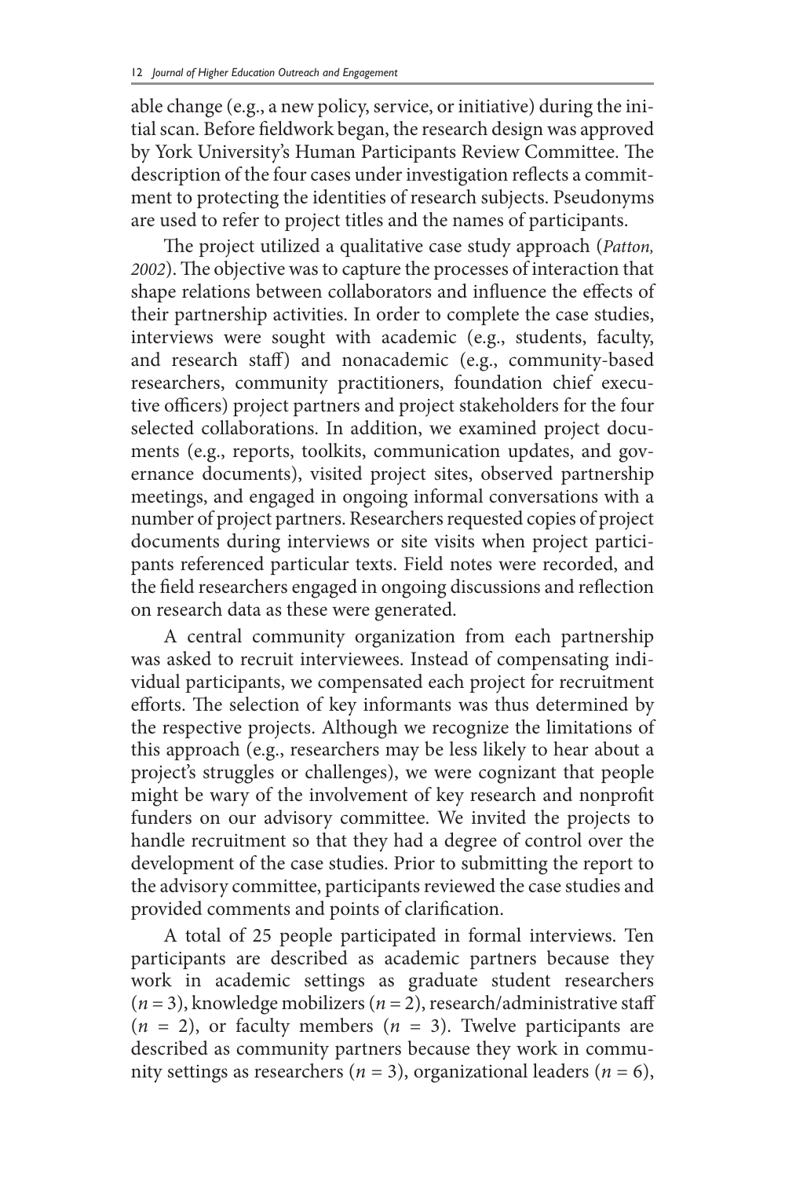able change (e.g., a new policy, service, or initiative) during the initial scan. Before fieldwork began, the research design was approved by York University's Human Participants Review Committee. The description of the four cases under investigation reflects a commitment to protecting the identities of research subjects. Pseudonyms are used to refer to project titles and the names of participants.

The project utilized a qualitative case study approach (*Patton, 2002*). The objective was to capture the processes of interaction that shape relations between collaborators and influence the effects of their partnership activities. In order to complete the case studies, interviews were sought with academic (e.g., students, faculty, and research staff) and nonacademic (e.g., community-based researchers, community practitioners, foundation chief executive officers) project partners and project stakeholders for the four selected collaborations. In addition, we examined project documents (e.g., reports, toolkits, communication updates, and governance documents), visited project sites, observed partnership meetings, and engaged in ongoing informal conversations with a number of project partners. Researchers requested copies of project documents during interviews or site visits when project participants referenced particular texts. Field notes were recorded, and the field researchers engaged in ongoing discussions and reflection on research data as these were generated.

A central community organization from each partnership was asked to recruit interviewees. Instead of compensating individual participants, we compensated each project for recruitment efforts. The selection of key informants was thus determined by the respective projects. Although we recognize the limitations of this approach (e.g., researchers may be less likely to hear about a project's struggles or challenges), we were cognizant that people might be wary of the involvement of key research and nonprofit funders on our advisory committee. We invited the projects to handle recruitment so that they had a degree of control over the development of the case studies. Prior to submitting the report to the advisory committee, participants reviewed the case studies and provided comments and points of clarification.

A total of 25 people participated in formal interviews. Ten participants are described as academic partners because they work in academic settings as graduate student researchers ($n = 3$), knowledge mobilizers ($n = 2$), research/administrative staff ($n = 2$), or faculty members ($n = 3$). Twelve participants are described as community partners because they work in community settings as researchers ($n = 3$), organizational leaders ($n = 6$),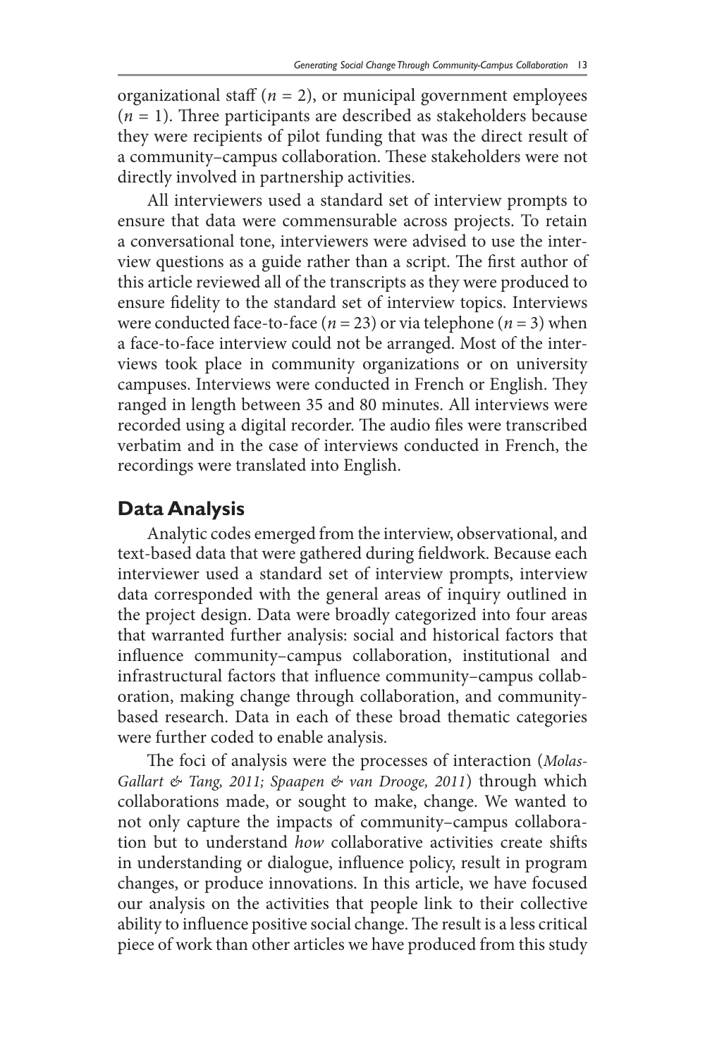organizational staff ($n$ = 2), or municipal government employees ($n$ = 1). Three participants are described as stakeholders because they were recipients of pilot funding that was the direct result of a community–campus collaboration. These stakeholders were not directly involved in partnership activities.

All interviewers used a standard set of interview prompts to ensure that data were commensurable across projects. To retain a conversational tone, interviewers were advised to use the interview questions as a guide rather than a script. The first author of this article reviewed all of the transcripts as they were produced to ensure fidelity to the standard set of interview topics. Interviews were conducted face-to-face ($n$ = 23) or via telephone ($n$ = 3) when a face-to-face interview could not be arranged. Most of the interviews took place in community organizations or on university campuses. Interviews were conducted in French or English. They ranged in length between 35 and 80 minutes. All interviews were recorded using a digital recorder. The audio files were transcribed verbatim and in the case of interviews conducted in French, the recordings were translated into English.

## Data Analysis

Analytic codes emerged from the interview, observational, and text-based data that were gathered during fieldwork. Because each interviewer used a standard set of interview prompts, interview data corresponded with the general areas of inquiry outlined in the project design. Data were broadly categorized into four areas that warranted further analysis: social and historical factors that influence community–campus collaboration, institutional and infrastructural factors that influence community–campus collaboration, making change through collaboration, and community-based research. Data in each of these broad thematic categories were further coded to enable analysis.

The foci of analysis were the processes of interaction (*Molas-Gallart & Tang, 2011; Spaapen & van Drooge, 2011*) through which collaborations made, or sought to make, change. We wanted to not only capture the impacts of community–campus collaboration but to understand *how* collaborative activities create shifts in understanding or dialogue, influence policy, result in program changes, or produce innovations. In this article, we have focused our analysis on the activities that people link to their collective ability to influence positive social change. The result is a less critical piece of work than other articles we have produced from this study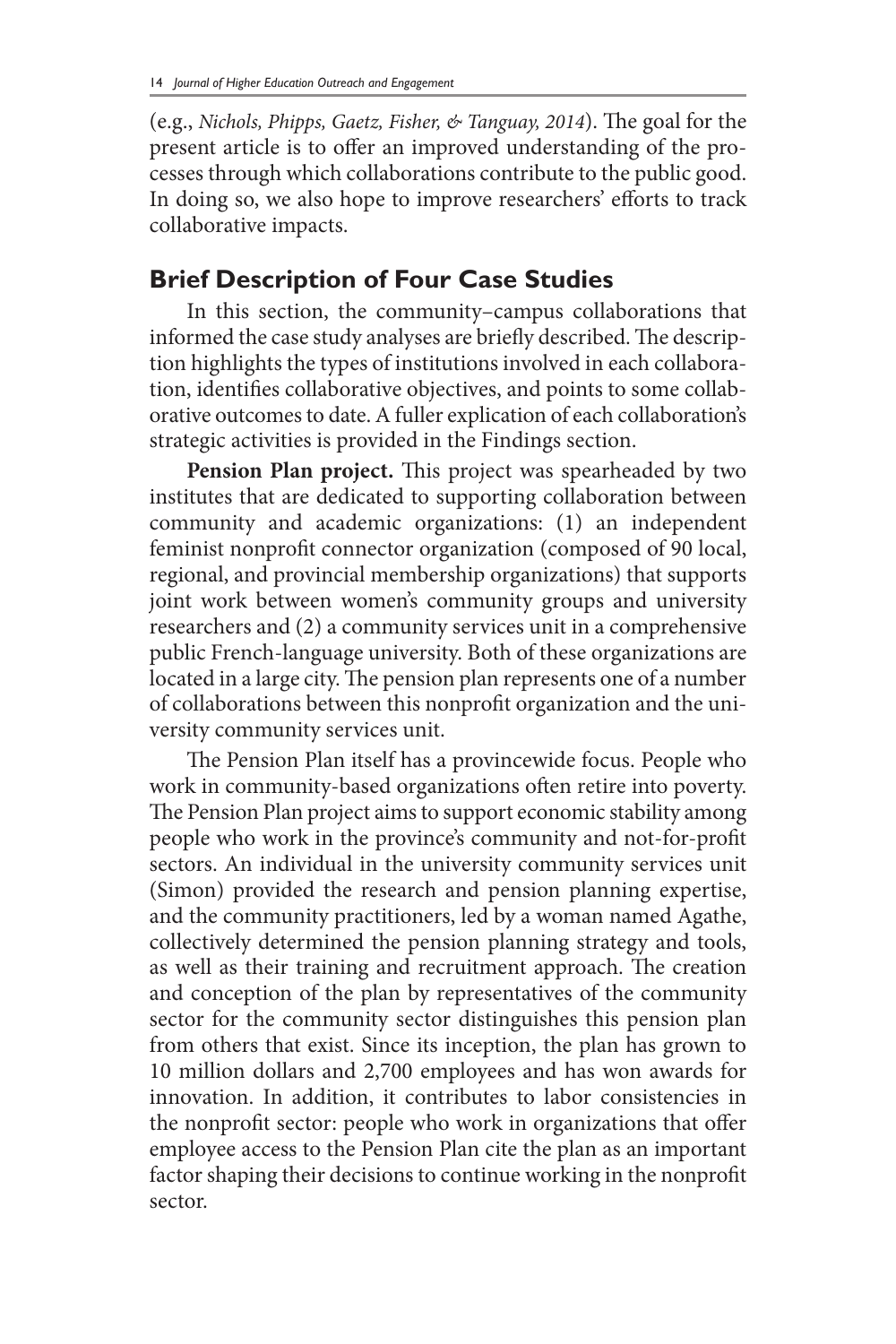(e.g., *Nichols, Phipps, Gaetz, Fisher, & Tanguay, 2014*). The goal for the present article is to offer an improved understanding of the processes through which collaborations contribute to the public good. In doing so, we also hope to improve researchers' efforts to track collaborative impacts.

## Brief Description of Four Case Studies

In this section, the community–campus collaborations that informed the case study analyses are briefly described. The description highlights the types of institutions involved in each collaboration, identifies collaborative objectives, and points to some collaborative outcomes to date. A fuller explication of each collaboration's strategic activities is provided in the Findings section.

**Pension Plan project.** This project was spearheaded by two institutes that are dedicated to supporting collaboration between community and academic organizations: (1) an independent feminist nonprofit connector organization (composed of 90 local, regional, and provincial membership organizations) that supports joint work between women's community groups and university researchers and (2) a community services unit in a comprehensive public French-language university. Both of these organizations are located in a large city. The pension plan represents one of a number of collaborations between this nonprofit organization and the university community services unit.

The Pension Plan itself has a provincewide focus. People who work in community-based organizations often retire into poverty. The Pension Plan project aims to support economic stability among people who work in the province's community and not-for-profit sectors. An individual in the university community services unit (Simon) provided the research and pension planning expertise, and the community practitioners, led by a woman named Agathe, collectively determined the pension planning strategy and tools, as well as their training and recruitment approach. The creation and conception of the plan by representatives of the community sector for the community sector distinguishes this pension plan from others that exist. Since its inception, the plan has grown to 10 million dollars and 2,700 employees and has won awards for innovation. In addition, it contributes to labor consistencies in the nonprofit sector: people who work in organizations that offer employee access to the Pension Plan cite the plan as an important factor shaping their decisions to continue working in the nonprofit sector.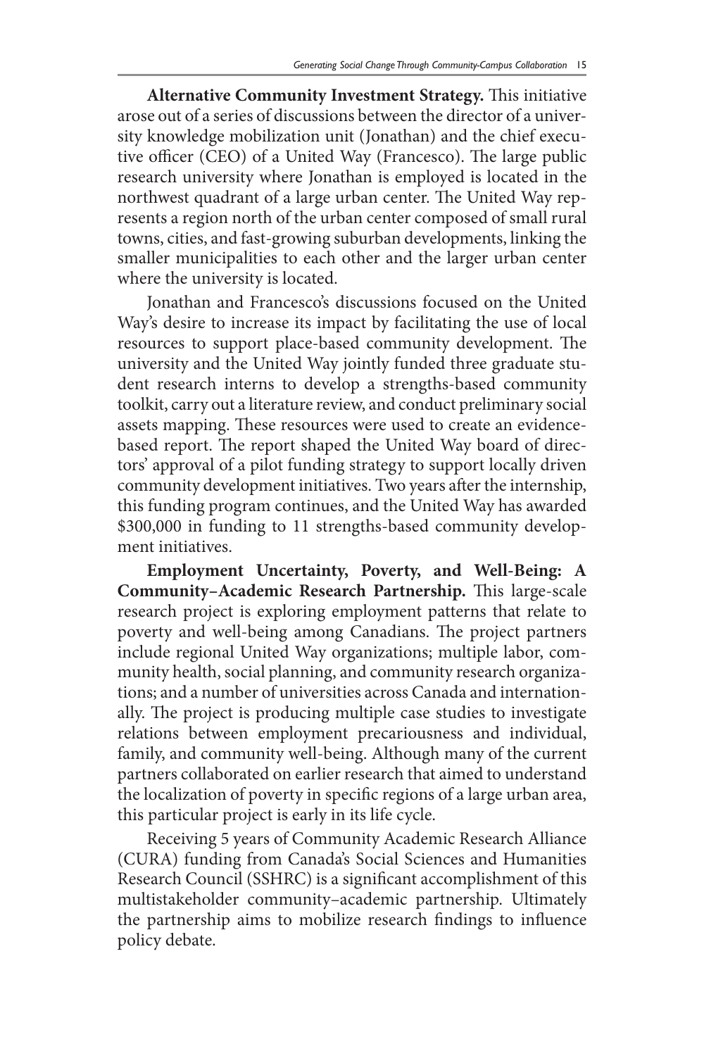**Alternative Community Investment Strategy.** This initiative arose out of a series of discussions between the director of a university knowledge mobilization unit (Jonathan) and the chief executive officer (CEO) of a United Way (Francesco). The large public research university where Jonathan is employed is located in the northwest quadrant of a large urban center. The United Way represents a region north of the urban center composed of small rural towns, cities, and fast-growing suburban developments, linking the smaller municipalities to each other and the larger urban center where the university is located.

Jonathan and Francesco's discussions focused on the United Way's desire to increase its impact by facilitating the use of local resources to support place-based community development. The university and the United Way jointly funded three graduate student research interns to develop a strengths-based community toolkit, carry out a literature review, and conduct preliminary social assets mapping. These resources were used to create an evidence-based report. The report shaped the United Way board of directors' approval of a pilot funding strategy to support locally driven community development initiatives. Two years after the internship, this funding program continues, and the United Way has awarded \$300,000 in funding to 11 strengths-based community development initiatives.

**Employment Uncertainty, Poverty, and Well-Being: A Community–Academic Research Partnership.** This large-scale research project is exploring employment patterns that relate to poverty and well-being among Canadians. The project partners include regional United Way organizations; multiple labor, community health, social planning, and community research organizations; and a number of universities across Canada and internationally. The project is producing multiple case studies to investigate relations between employment precariousness and individual, family, and community well-being. Although many of the current partners collaborated on earlier research that aimed to understand the localization of poverty in specific regions of a large urban area, this particular project is early in its life cycle.

Receiving 5 years of Community Academic Research Alliance (CURA) funding from Canada's Social Sciences and Humanities Research Council (SSHRC) is a significant accomplishment of this multistakeholder community–academic partnership. Ultimately the partnership aims to mobilize research findings to influence policy debate.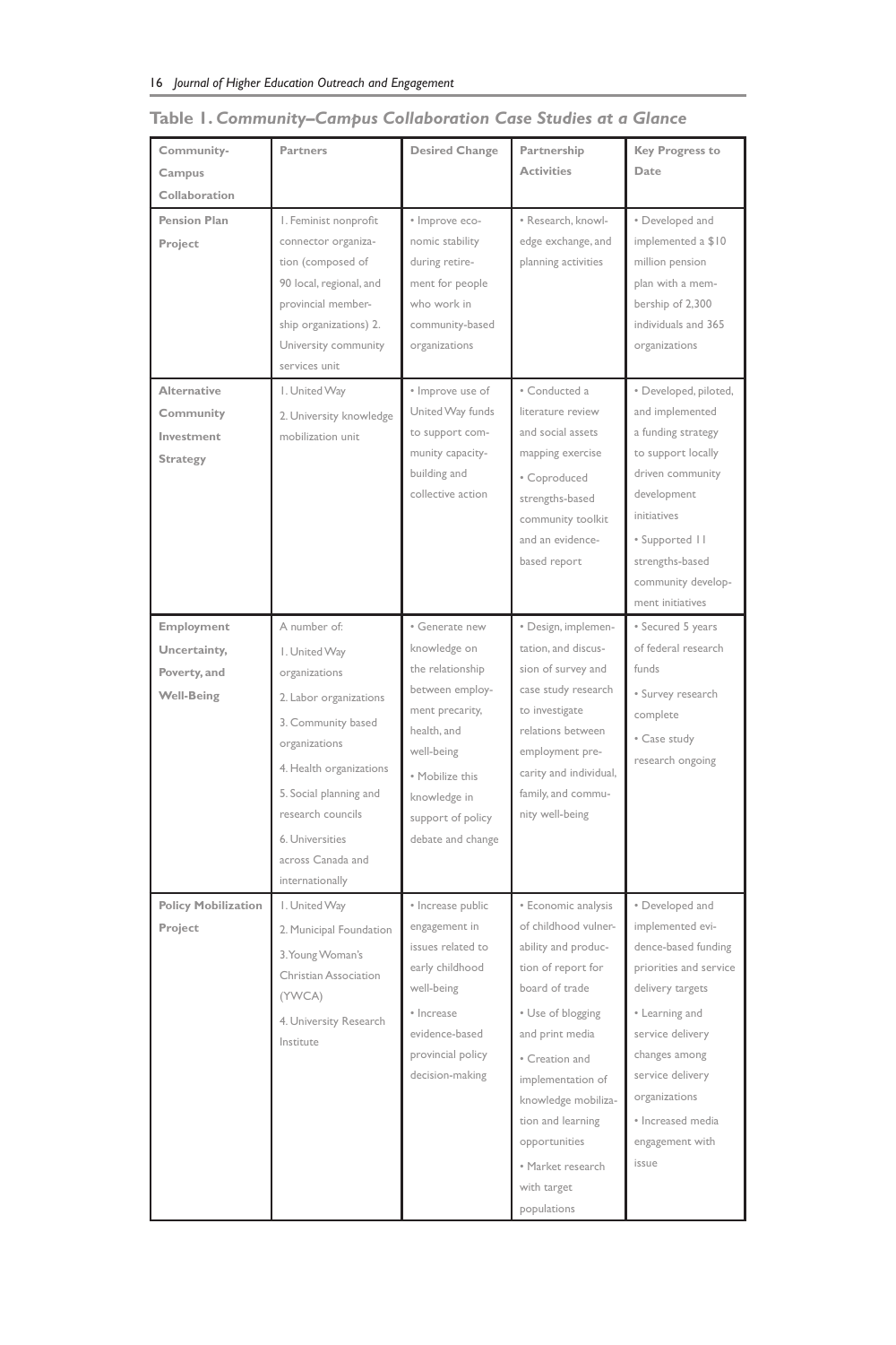**Table 1. *Community–Campus Collaboration Case Studies at a Glance***

| Community-Campus Collaboration | Partners | Desired Change | Partnership Activities | Key Progress to Date |
|---|---|---|---|---|
| **Pension Plan Project** | 1. Feminist nonprofit connector organization (composed of 90 local, regional, and provincial membership organizations) 2. University community services unit | • Improve economic stability during retirement for people who work in community-based organizations | • Research, knowledge exchange, and planning activities | • Developed and implemented a $10 million pension plan with a membership of 2,300 individuals and 365 organizations |
| **Alternative Community Investment Strategy** | 1. United Way<br>2. University knowledge mobilization unit | • Improve use of United Way funds to support community capacity-building and collective action | • Conducted a literature review and social assets mapping exercise<br>• Coproduced strengths-based community toolkit and an evidence-based report | • Developed, piloted, and implemented a funding strategy to support locally driven community development initiatives<br>• Supported 11 strengths-based community development initiatives |
| **Employment Uncertainty, Poverty, and Well-Being** | A number of:<br>1. United Way organizations<br>2. Labor organizations<br>3. Community based organizations<br>4. Health organizations<br>5. Social planning and research councils<br>6. Universities across Canada and internationally | • Generate new knowledge on the relationship between employment precarity, health, and well-being<br>• Mobilize this knowledge in support of policy debate and change | • Design, implementation, and discussion of survey and case study research to investigate relations between employment precarity and individual, family, and community well-being | • Secured 5 years of federal research funds<br>• Survey research complete<br>• Case study research ongoing |
| **Policy Mobilization Project** | 1. United Way<br>2. Municipal Foundation<br>3. Young Woman's Christian Association (YWCA)<br>4. University Research Institute | • Increase public engagement in issues related to early childhood well-being<br>• Increase evidence-based provincial policy decision-making | • Economic analysis of childhood vulnerability and production of report for board of trade<br>• Use of blogging and print media<br>• Creation and implementation of knowledge mobilization and learning opportunities<br>• Market research with target populations | • Developed and implemented evidence-based funding priorities and service delivery targets<br>• Learning and service delivery changes among service delivery organizations<br>• Increased media engagement with issue |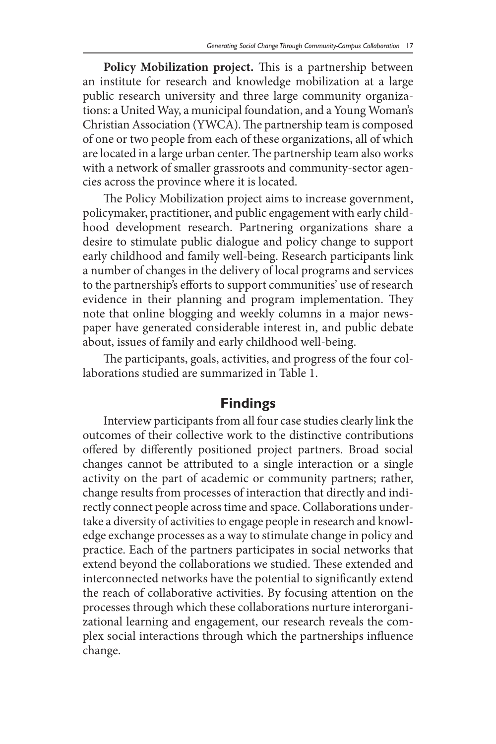**Policy Mobilization project.** This is a partnership between an institute for research and knowledge mobilization at a large public research university and three large community organizations: a United Way, a municipal foundation, and a Young Woman's Christian Association (YWCA). The partnership team is composed of one or two people from each of these organizations, all of which are located in a large urban center. The partnership team also works with a network of smaller grassroots and community-sector agencies across the province where it is located.

The Policy Mobilization project aims to increase government, policymaker, practitioner, and public engagement with early childhood development research. Partnering organizations share a desire to stimulate public dialogue and policy change to support early childhood and family well-being. Research participants link a number of changes in the delivery of local programs and services to the partnership's efforts to support communities' use of research evidence in their planning and program implementation. They note that online blogging and weekly columns in a major newspaper have generated considerable interest in, and public debate about, issues of family and early childhood well-being.

The participants, goals, activities, and progress of the four collaborations studied are summarized in Table 1.

## Findings

Interview participants from all four case studies clearly link the outcomes of their collective work to the distinctive contributions offered by differently positioned project partners. Broad social changes cannot be attributed to a single interaction or a single activity on the part of academic or community partners; rather, change results from processes of interaction that directly and indirectly connect people across time and space. Collaborations undertake a diversity of activities to engage people in research and knowledge exchange processes as a way to stimulate change in policy and practice. Each of the partners participates in social networks that extend beyond the collaborations we studied. These extended and interconnected networks have the potential to significantly extend the reach of collaborative activities. By focusing attention on the processes through which these collaborations nurture interorganizational learning and engagement, our research reveals the complex social interactions through which the partnerships influence change.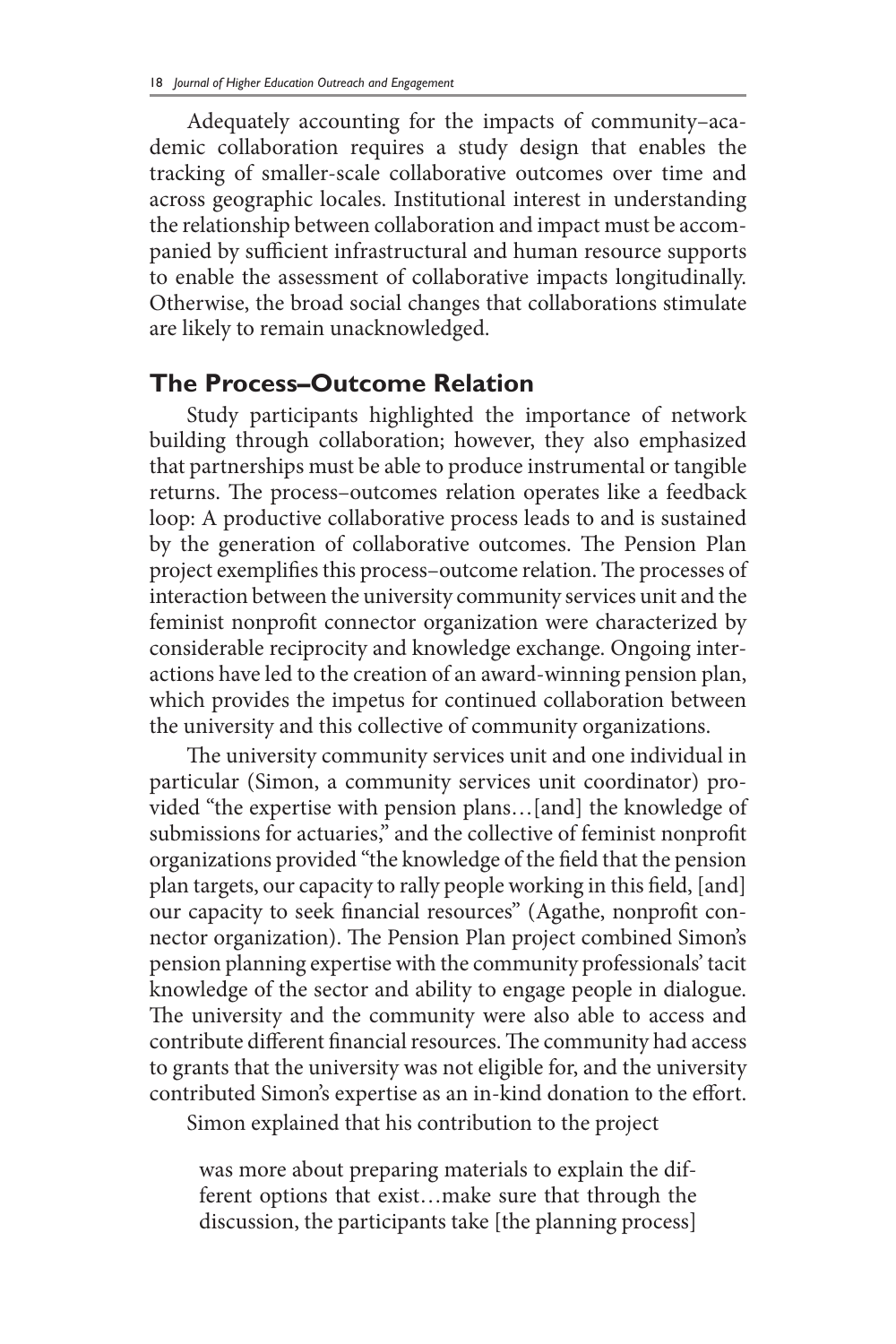Adequately accounting for the impacts of community–academic collaboration requires a study design that enables the tracking of smaller-scale collaborative outcomes over time and across geographic locales. Institutional interest in understanding the relationship between collaboration and impact must be accompanied by sufficient infrastructural and human resource supports to enable the assessment of collaborative impacts longitudinally. Otherwise, the broad social changes that collaborations stimulate are likely to remain unacknowledged.

## The Process–Outcome Relation

Study participants highlighted the importance of network building through collaboration; however, they also emphasized that partnerships must be able to produce instrumental or tangible returns. The process–outcomes relation operates like a feedback loop: A productive collaborative process leads to and is sustained by the generation of collaborative outcomes. The Pension Plan project exemplifies this process–outcome relation. The processes of interaction between the university community services unit and the feminist nonprofit connector organization were characterized by considerable reciprocity and knowledge exchange. Ongoing interactions have led to the creation of an award-winning pension plan, which provides the impetus for continued collaboration between the university and this collective of community organizations.

The university community services unit and one individual in particular (Simon, a community services unit coordinator) provided "the expertise with pension plans…[and] the knowledge of submissions for actuaries," and the collective of feminist nonprofit organizations provided "the knowledge of the field that the pension plan targets, our capacity to rally people working in this field, [and] our capacity to seek financial resources" (Agathe, nonprofit connector organization). The Pension Plan project combined Simon's pension planning expertise with the community professionals' tacit knowledge of the sector and ability to engage people in dialogue. The university and the community were also able to access and contribute different financial resources. The community had access to grants that the university was not eligible for, and the university contributed Simon's expertise as an in-kind donation to the effort.

Simon explained that his contribution to the project

> was more about preparing materials to explain the different options that exist…make sure that through the discussion, the participants take [the planning process]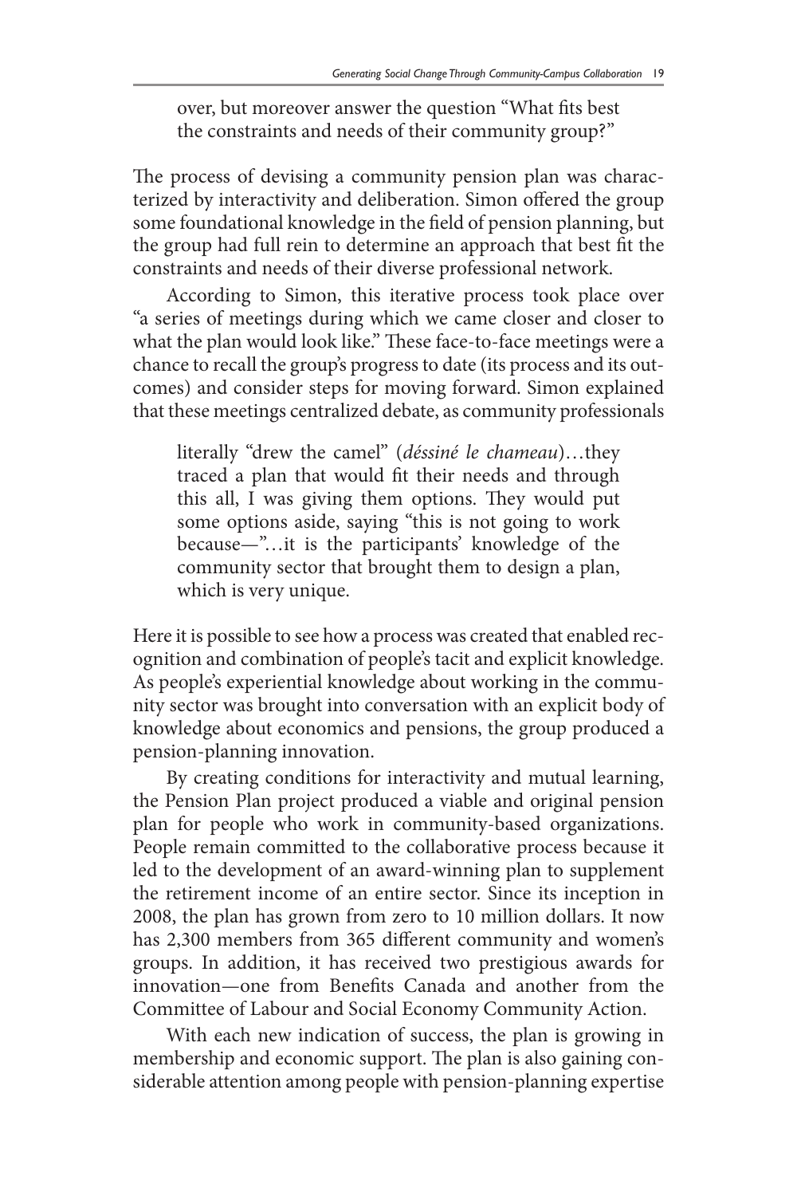> over, but moreover answer the question "What fits best the constraints and needs of their community group?"

The process of devising a community pension plan was characterized by interactivity and deliberation. Simon offered the group some foundational knowledge in the field of pension planning, but the group had full rein to determine an approach that best fit the constraints and needs of their diverse professional network.

According to Simon, this iterative process took place over "a series of meetings during which we came closer and closer to what the plan would look like." These face-to-face meetings were a chance to recall the group's progress to date (its process and its outcomes) and consider steps for moving forward. Simon explained that these meetings centralized debate, as community professionals

> literally "drew the camel" (*déssiné le chameau*)…they traced a plan that would fit their needs and through this all, I was giving them options. They would put some options aside, saying "this is not going to work because—"…it is the participants' knowledge of the community sector that brought them to design a plan, which is very unique.

Here it is possible to see how a process was created that enabled recognition and combination of people's tacit and explicit knowledge. As people's experiential knowledge about working in the community sector was brought into conversation with an explicit body of knowledge about economics and pensions, the group produced a pension-planning innovation.

By creating conditions for interactivity and mutual learning, the Pension Plan project produced a viable and original pension plan for people who work in community-based organizations. People remain committed to the collaborative process because it led to the development of an award-winning plan to supplement the retirement income of an entire sector. Since its inception in 2008, the plan has grown from zero to 10 million dollars. It now has 2,300 members from 365 different community and women's groups. In addition, it has received two prestigious awards for innovation—one from Benefits Canada and another from the Committee of Labour and Social Economy Community Action.

With each new indication of success, the plan is growing in membership and economic support. The plan is also gaining considerable attention among people with pension-planning expertise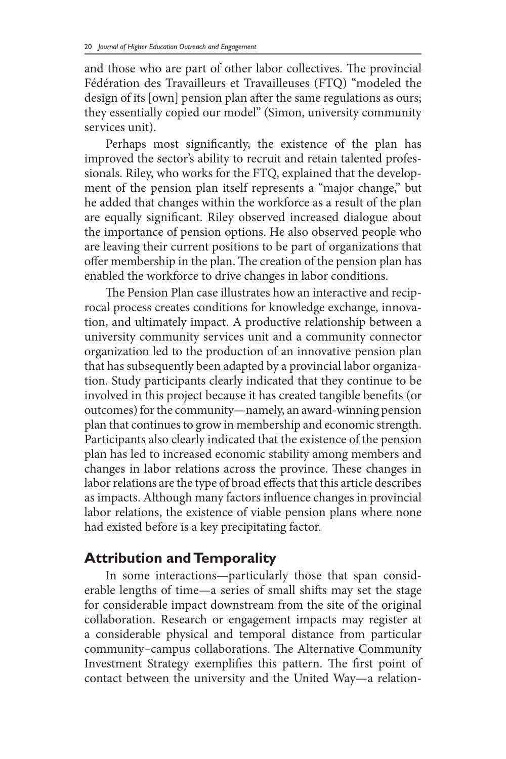and those who are part of other labor collectives. The provincial Fédération des Travailleurs et Travailleuses (FTQ) "modeled the design of its [own] pension plan after the same regulations as ours; they essentially copied our model" (Simon, university community services unit).

Perhaps most significantly, the existence of the plan has improved the sector's ability to recruit and retain talented professionals. Riley, who works for the FTQ, explained that the development of the pension plan itself represents a "major change," but he added that changes within the workforce as a result of the plan are equally significant. Riley observed increased dialogue about the importance of pension options. He also observed people who are leaving their current positions to be part of organizations that offer membership in the plan. The creation of the pension plan has enabled the workforce to drive changes in labor conditions.

The Pension Plan case illustrates how an interactive and reciprocal process creates conditions for knowledge exchange, innovation, and ultimately impact. A productive relationship between a university community services unit and a community connector organization led to the production of an innovative pension plan that has subsequently been adapted by a provincial labor organization. Study participants clearly indicated that they continue to be involved in this project because it has created tangible benefits (or outcomes) for the community—namely, an award-winning pension plan that continues to grow in membership and economic strength. Participants also clearly indicated that the existence of the pension plan has led to increased economic stability among members and changes in labor relations across the province. These changes in labor relations are the type of broad effects that this article describes as impacts. Although many factors influence changes in provincial labor relations, the existence of viable pension plans where none had existed before is a key precipitating factor.

## Attribution and Temporality

In some interactions—particularly those that span considerable lengths of time—a series of small shifts may set the stage for considerable impact downstream from the site of the original collaboration. Research or engagement impacts may register at a considerable physical and temporal distance from particular community–campus collaborations. The Alternative Community Investment Strategy exemplifies this pattern. The first point of contact between the university and the United Way—a relation-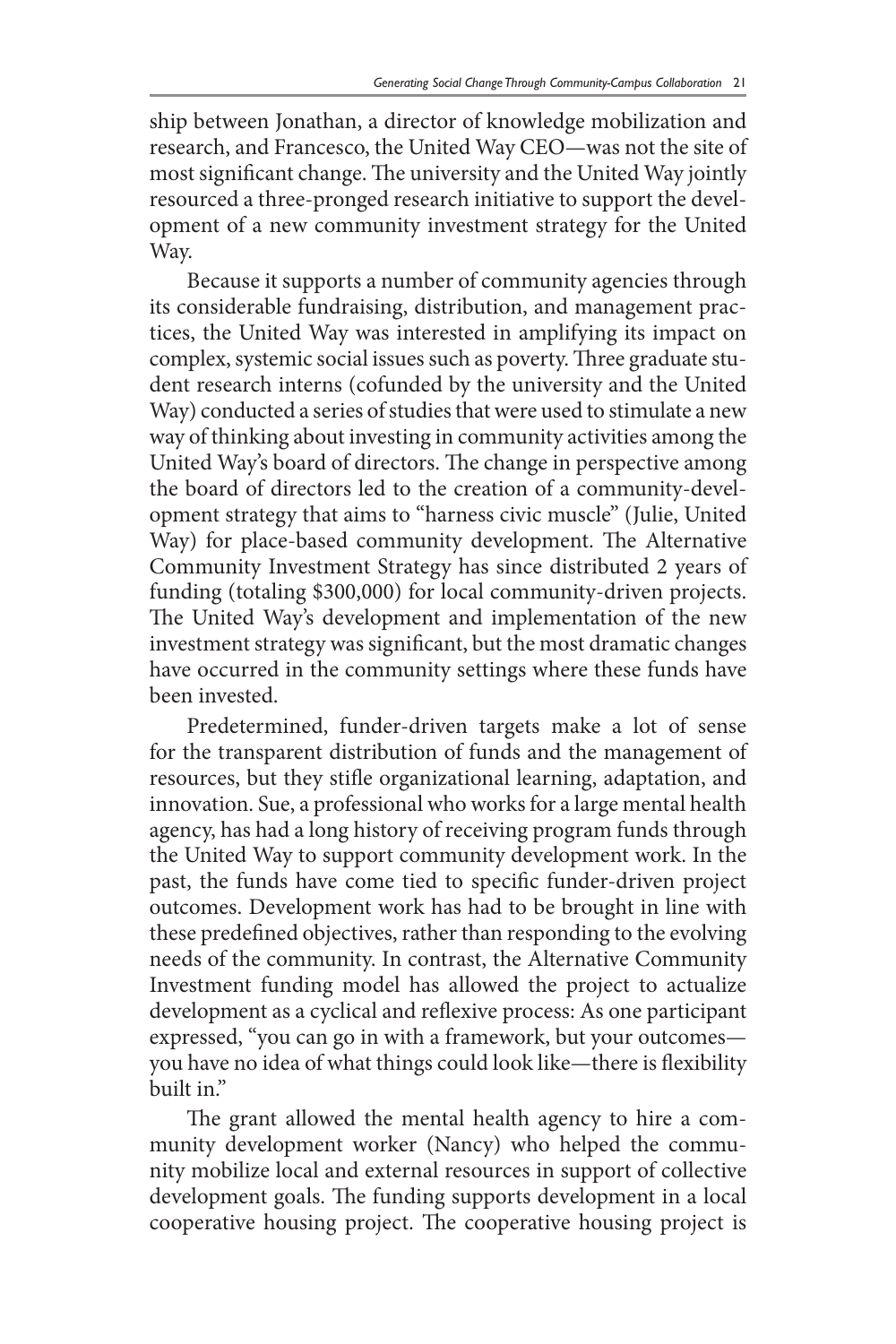ship between Jonathan, a director of knowledge mobilization and research, and Francesco, the United Way CEO—was not the site of most significant change. The university and the United Way jointly resourced a three-pronged research initiative to support the development of a new community investment strategy for the United Way.

Because it supports a number of community agencies through its considerable fundraising, distribution, and management practices, the United Way was interested in amplifying its impact on complex, systemic social issues such as poverty. Three graduate student research interns (cofunded by the university and the United Way) conducted a series of studies that were used to stimulate a new way of thinking about investing in community activities among the United Way's board of directors. The change in perspective among the board of directors led to the creation of a community-development strategy that aims to "harness civic muscle" (Julie, United Way) for place-based community development. The Alternative Community Investment Strategy has since distributed 2 years of funding (totaling $300,000) for local community-driven projects. The United Way's development and implementation of the new investment strategy was significant, but the most dramatic changes have occurred in the community settings where these funds have been invested.

Predetermined, funder-driven targets make a lot of sense for the transparent distribution of funds and the management of resources, but they stifle organizational learning, adaptation, and innovation. Sue, a professional who works for a large mental health agency, has had a long history of receiving program funds through the United Way to support community development work. In the past, the funds have come tied to specific funder-driven project outcomes. Development work has had to be brought in line with these predefined objectives, rather than responding to the evolving needs of the community. In contrast, the Alternative Community Investment funding model has allowed the project to actualize development as a cyclical and reflexive process: As one participant expressed, "you can go in with a framework, but your outcomes—you have no idea of what things could look like—there is flexibility built in."

The grant allowed the mental health agency to hire a community development worker (Nancy) who helped the community mobilize local and external resources in support of collective development goals. The funding supports development in a local cooperative housing project. The cooperative housing project is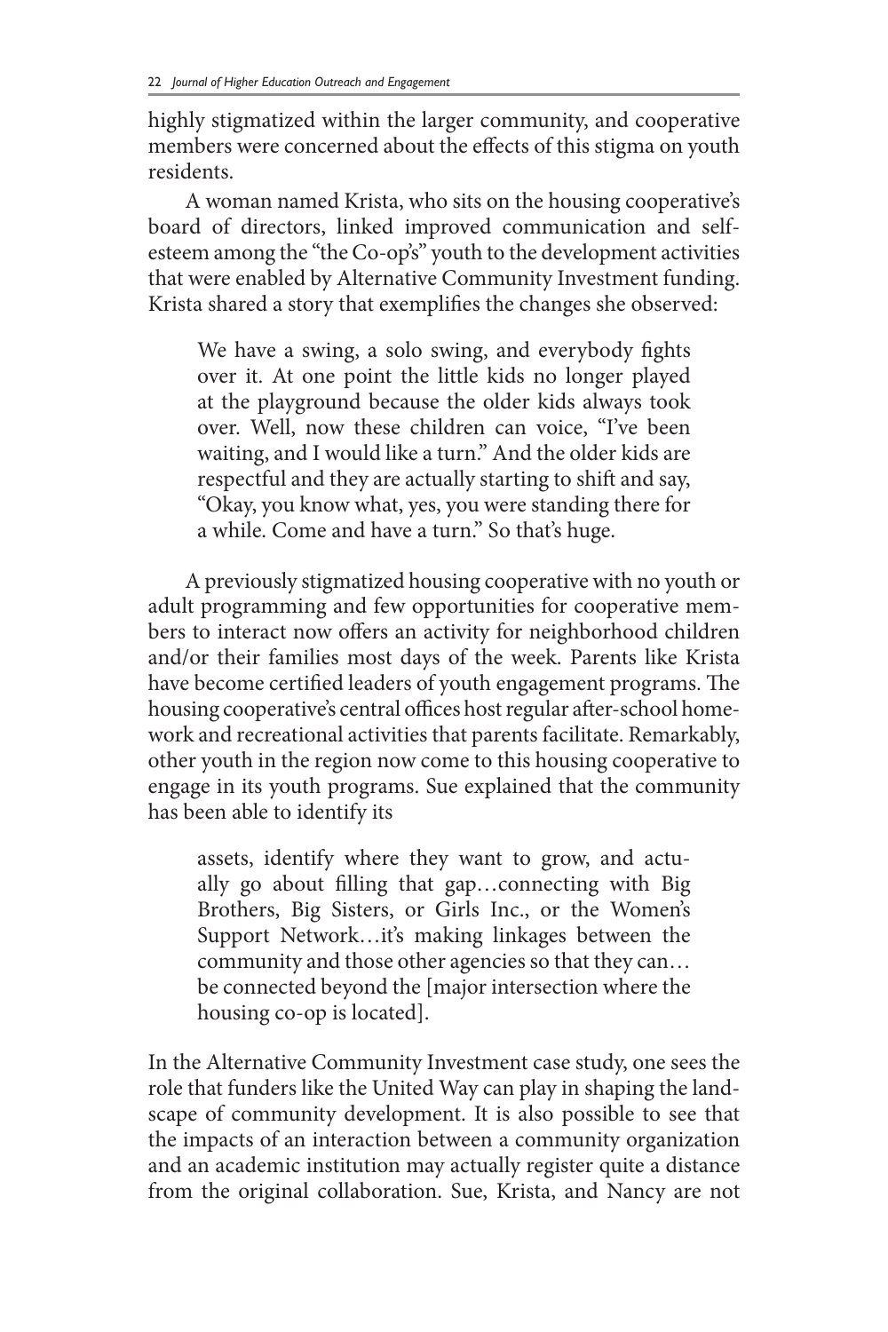highly stigmatized within the larger community, and cooperative members were concerned about the effects of this stigma on youth residents.

A woman named Krista, who sits on the housing cooperative's board of directors, linked improved communication and self-esteem among the "the Co-op's" youth to the development activities that were enabled by Alternative Community Investment funding. Krista shared a story that exemplifies the changes she observed:

> We have a swing, a solo swing, and everybody fights over it. At one point the little kids no longer played at the playground because the older kids always took over. Well, now these children can voice, "I've been waiting, and I would like a turn." And the older kids are respectful and they are actually starting to shift and say, "Okay, you know what, yes, you were standing there for a while. Come and have a turn." So that's huge.

A previously stigmatized housing cooperative with no youth or adult programming and few opportunities for cooperative members to interact now offers an activity for neighborhood children and/or their families most days of the week. Parents like Krista have become certified leaders of youth engagement programs. The housing cooperative's central offices host regular after-school homework and recreational activities that parents facilitate. Remarkably, other youth in the region now come to this housing cooperative to engage in its youth programs. Sue explained that the community has been able to identify its

> assets, identify where they want to grow, and actually go about filling that gap…connecting with Big Brothers, Big Sisters, or Girls Inc., or the Women's Support Network…it's making linkages between the community and those other agencies so that they can… be connected beyond the [major intersection where the housing co-op is located].

In the Alternative Community Investment case study, one sees the role that funders like the United Way can play in shaping the landscape of community development. It is also possible to see that the impacts of an interaction between a community organization and an academic institution may actually register quite a distance from the original collaboration. Sue, Krista, and Nancy are not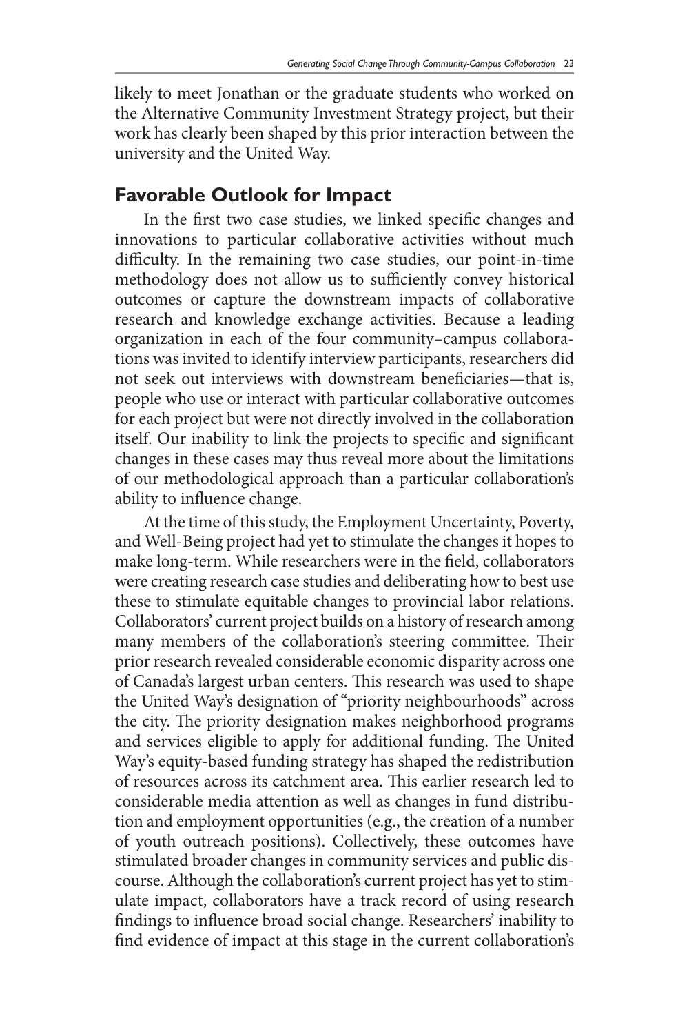likely to meet Jonathan or the graduate students who worked on the Alternative Community Investment Strategy project, but their work has clearly been shaped by this prior interaction between the university and the United Way.

## Favorable Outlook for Impact

In the first two case studies, we linked specific changes and innovations to particular collaborative activities without much difficulty. In the remaining two case studies, our point-in-time methodology does not allow us to sufficiently convey historical outcomes or capture the downstream impacts of collaborative research and knowledge exchange activities. Because a leading organization in each of the four community–campus collaborations was invited to identify interview participants, researchers did not seek out interviews with downstream beneficiaries—that is, people who use or interact with particular collaborative outcomes for each project but were not directly involved in the collaboration itself. Our inability to link the projects to specific and significant changes in these cases may thus reveal more about the limitations of our methodological approach than a particular collaboration's ability to influence change.

At the time of this study, the Employment Uncertainty, Poverty, and Well-Being project had yet to stimulate the changes it hopes to make long-term. While researchers were in the field, collaborators were creating research case studies and deliberating how to best use these to stimulate equitable changes to provincial labor relations. Collaborators' current project builds on a history of research among many members of the collaboration's steering committee. Their prior research revealed considerable economic disparity across one of Canada's largest urban centers. This research was used to shape the United Way's designation of "priority neighbourhoods" across the city. The priority designation makes neighborhood programs and services eligible to apply for additional funding. The United Way's equity-based funding strategy has shaped the redistribution of resources across its catchment area. This earlier research led to considerable media attention as well as changes in fund distribution and employment opportunities (e.g., the creation of a number of youth outreach positions). Collectively, these outcomes have stimulated broader changes in community services and public discourse. Although the collaboration's current project has yet to stimulate impact, collaborators have a track record of using research findings to influence broad social change. Researchers' inability to find evidence of impact at this stage in the current collaboration's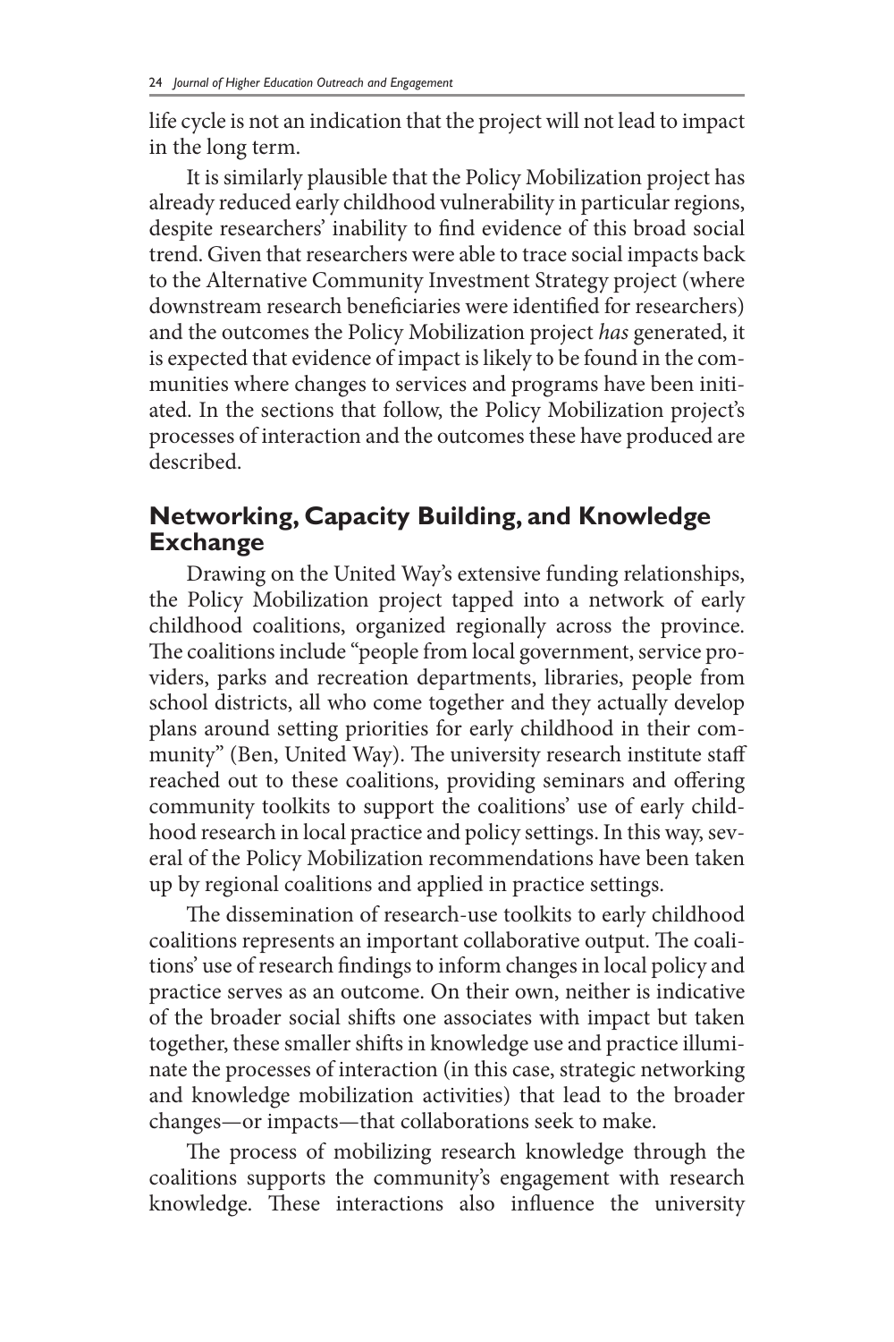life cycle is not an indication that the project will not lead to impact in the long term.

It is similarly plausible that the Policy Mobilization project has already reduced early childhood vulnerability in particular regions, despite researchers' inability to find evidence of this broad social trend. Given that researchers were able to trace social impacts back to the Alternative Community Investment Strategy project (where downstream research beneficiaries were identified for researchers) and the outcomes the Policy Mobilization project *has* generated, it is expected that evidence of impact is likely to be found in the communities where changes to services and programs have been initiated. In the sections that follow, the Policy Mobilization project's processes of interaction and the outcomes these have produced are described.

## Networking, Capacity Building, and Knowledge Exchange

Drawing on the United Way's extensive funding relationships, the Policy Mobilization project tapped into a network of early childhood coalitions, organized regionally across the province. The coalitions include "people from local government, service providers, parks and recreation departments, libraries, people from school districts, all who come together and they actually develop plans around setting priorities for early childhood in their community" (Ben, United Way). The university research institute staff reached out to these coalitions, providing seminars and offering community toolkits to support the coalitions' use of early childhood research in local practice and policy settings. In this way, several of the Policy Mobilization recommendations have been taken up by regional coalitions and applied in practice settings.

The dissemination of research-use toolkits to early childhood coalitions represents an important collaborative output. The coalitions' use of research findings to inform changes in local policy and practice serves as an outcome. On their own, neither is indicative of the broader social shifts one associates with impact but taken together, these smaller shifts in knowledge use and practice illuminate the processes of interaction (in this case, strategic networking and knowledge mobilization activities) that lead to the broader changes—or impacts—that collaborations seek to make.

The process of mobilizing research knowledge through the coalitions supports the community's engagement with research knowledge. These interactions also influence the university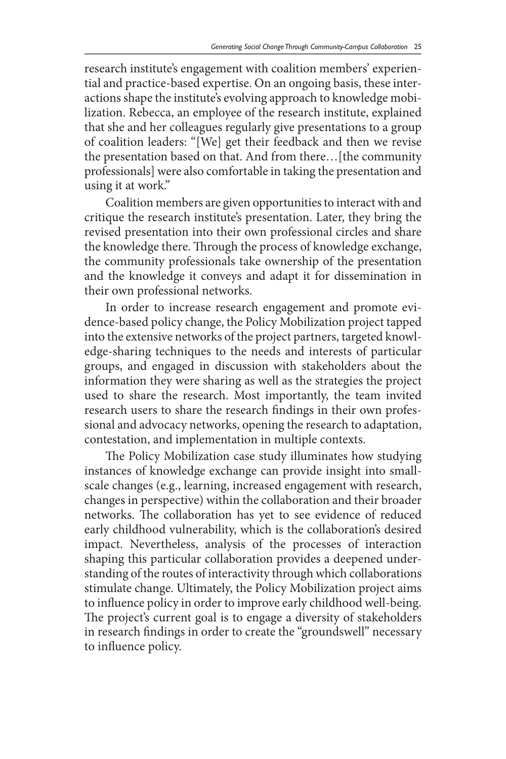research institute's engagement with coalition members' experiential and practice-based expertise. On an ongoing basis, these interactions shape the institute's evolving approach to knowledge mobilization. Rebecca, an employee of the research institute, explained that she and her colleagues regularly give presentations to a group of coalition leaders: "[We] get their feedback and then we revise the presentation based on that. And from there…[the community professionals] were also comfortable in taking the presentation and using it at work."

Coalition members are given opportunities to interact with and critique the research institute's presentation. Later, they bring the revised presentation into their own professional circles and share the knowledge there. Through the process of knowledge exchange, the community professionals take ownership of the presentation and the knowledge it conveys and adapt it for dissemination in their own professional networks.

In order to increase research engagement and promote evidence-based policy change, the Policy Mobilization project tapped into the extensive networks of the project partners, targeted knowledge-sharing techniques to the needs and interests of particular groups, and engaged in discussion with stakeholders about the information they were sharing as well as the strategies the project used to share the research. Most importantly, the team invited research users to share the research findings in their own professional and advocacy networks, opening the research to adaptation, contestation, and implementation in multiple contexts.

The Policy Mobilization case study illuminates how studying instances of knowledge exchange can provide insight into small-scale changes (e.g., learning, increased engagement with research, changes in perspective) within the collaboration and their broader networks. The collaboration has yet to see evidence of reduced early childhood vulnerability, which is the collaboration's desired impact. Nevertheless, analysis of the processes of interaction shaping this particular collaboration provides a deepened understanding of the routes of interactivity through which collaborations stimulate change. Ultimately, the Policy Mobilization project aims to influence policy in order to improve early childhood well-being. The project's current goal is to engage a diversity of stakeholders in research findings in order to create the "groundswell" necessary to influence policy.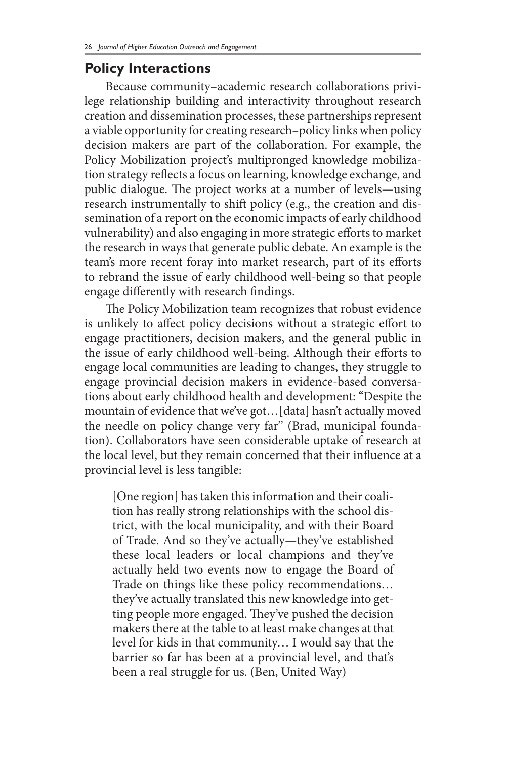## Policy Interactions

Because community–academic research collaborations privilege relationship building and interactivity throughout research creation and dissemination processes, these partnerships represent a viable opportunity for creating research–policy links when policy decision makers are part of the collaboration. For example, the Policy Mobilization project's multipronged knowledge mobilization strategy reflects a focus on learning, knowledge exchange, and public dialogue. The project works at a number of levels—using research instrumentally to shift policy (e.g., the creation and dissemination of a report on the economic impacts of early childhood vulnerability) and also engaging in more strategic efforts to market the research in ways that generate public debate. An example is the team's more recent foray into market research, part of its efforts to rebrand the issue of early childhood well-being so that people engage differently with research findings.

The Policy Mobilization team recognizes that robust evidence is unlikely to affect policy decisions without a strategic effort to engage practitioners, decision makers, and the general public in the issue of early childhood well-being. Although their efforts to engage local communities are leading to changes, they struggle to engage provincial decision makers in evidence-based conversations about early childhood health and development: "Despite the mountain of evidence that we've got…[data] hasn't actually moved the needle on policy change very far" (Brad, municipal foundation). Collaborators have seen considerable uptake of research at the local level, but they remain concerned that their influence at a provincial level is less tangible:

> [One region] has taken this information and their coalition has really strong relationships with the school district, with the local municipality, and with their Board of Trade. And so they've actually—they've established these local leaders or local champions and they've actually held two events now to engage the Board of Trade on things like these policy recommendations… they've actually translated this new knowledge into getting people more engaged. They've pushed the decision makers there at the table to at least make changes at that level for kids in that community… I would say that the barrier so far has been at a provincial level, and that's been a real struggle for us. (Ben, United Way)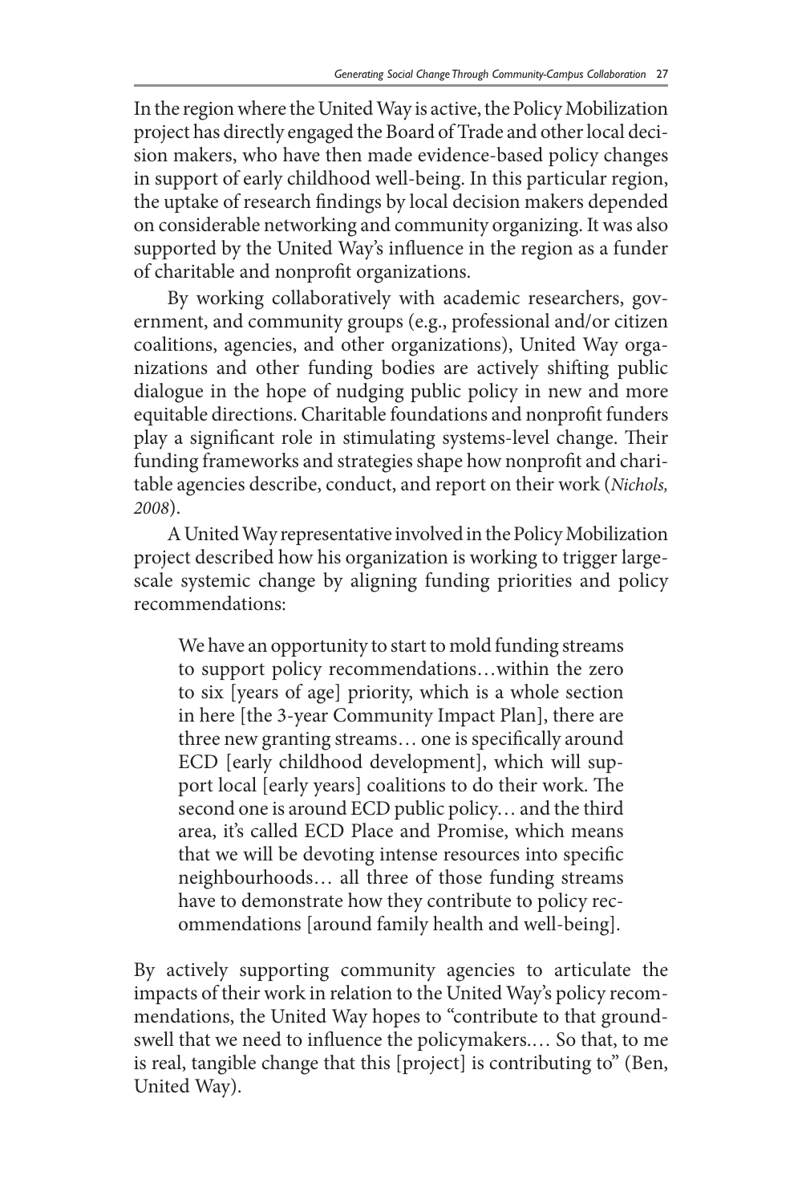In the region where the United Way is active, the Policy Mobilization project has directly engaged the Board of Trade and other local decision makers, who have then made evidence-based policy changes in support of early childhood well-being. In this particular region, the uptake of research findings by local decision makers depended on considerable networking and community organizing. It was also supported by the United Way's influence in the region as a funder of charitable and nonprofit organizations.

By working collaboratively with academic researchers, government, and community groups (e.g., professional and/or citizen coalitions, agencies, and other organizations), United Way organizations and other funding bodies are actively shifting public dialogue in the hope of nudging public policy in new and more equitable directions. Charitable foundations and nonprofit funders play a significant role in stimulating systems-level change. Their funding frameworks and strategies shape how nonprofit and charitable agencies describe, conduct, and report on their work (*Nichols, 2008*).

A United Way representative involved in the Policy Mobilization project described how his organization is working to trigger large-scale systemic change by aligning funding priorities and policy recommendations:

> We have an opportunity to start to mold funding streams to support policy recommendations…within the zero to six [years of age] priority, which is a whole section in here [the 3-year Community Impact Plan], there are three new granting streams… one is specifically around ECD [early childhood development], which will support local [early years] coalitions to do their work. The second one is around ECD public policy… and the third area, it's called ECD Place and Promise, which means that we will be devoting intense resources into specific neighbourhoods… all three of those funding streams have to demonstrate how they contribute to policy recommendations [around family health and well-being].

By actively supporting community agencies to articulate the impacts of their work in relation to the United Way's policy recommendations, the United Way hopes to "contribute to that groundswell that we need to influence the policymakers.… So that, to me is real, tangible change that this [project] is contributing to" (Ben, United Way).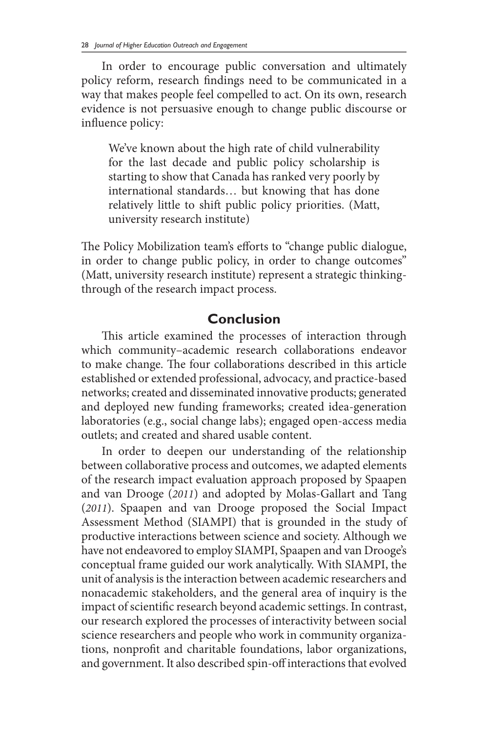In order to encourage public conversation and ultimately policy reform, research findings need to be communicated in a way that makes people feel compelled to act. On its own, research evidence is not persuasive enough to change public discourse or influence policy:

> We've known about the high rate of child vulnerability for the last decade and public policy scholarship is starting to show that Canada has ranked very poorly by international standards… but knowing that has done relatively little to shift public policy priorities. (Matt, university research institute)

The Policy Mobilization team's efforts to "change public dialogue, in order to change public policy, in order to change outcomes" (Matt, university research institute) represent a strategic thinking-through of the research impact process.

## Conclusion

This article examined the processes of interaction through which community–academic research collaborations endeavor to make change. The four collaborations described in this article established or extended professional, advocacy, and practice-based networks; created and disseminated innovative products; generated and deployed new funding frameworks; created idea-generation laboratories (e.g., social change labs); engaged open-access media outlets; and created and shared usable content.

In order to deepen our understanding of the relationship between collaborative process and outcomes, we adapted elements of the research impact evaluation approach proposed by Spaapen and van Drooge (*2011*) and adopted by Molas-Gallart and Tang (*2011*). Spaapen and van Drooge proposed the Social Impact Assessment Method (SIAMPI) that is grounded in the study of productive interactions between science and society. Although we have not endeavored to employ SIAMPI, Spaapen and van Drooge's conceptual frame guided our work analytically. With SIAMPI, the unit of analysis is the interaction between academic researchers and nonacademic stakeholders, and the general area of inquiry is the impact of scientific research beyond academic settings. In contrast, our research explored the processes of interactivity between social science researchers and people who work in community organizations, nonprofit and charitable foundations, labor organizations, and government. It also described spin-off interactions that evolved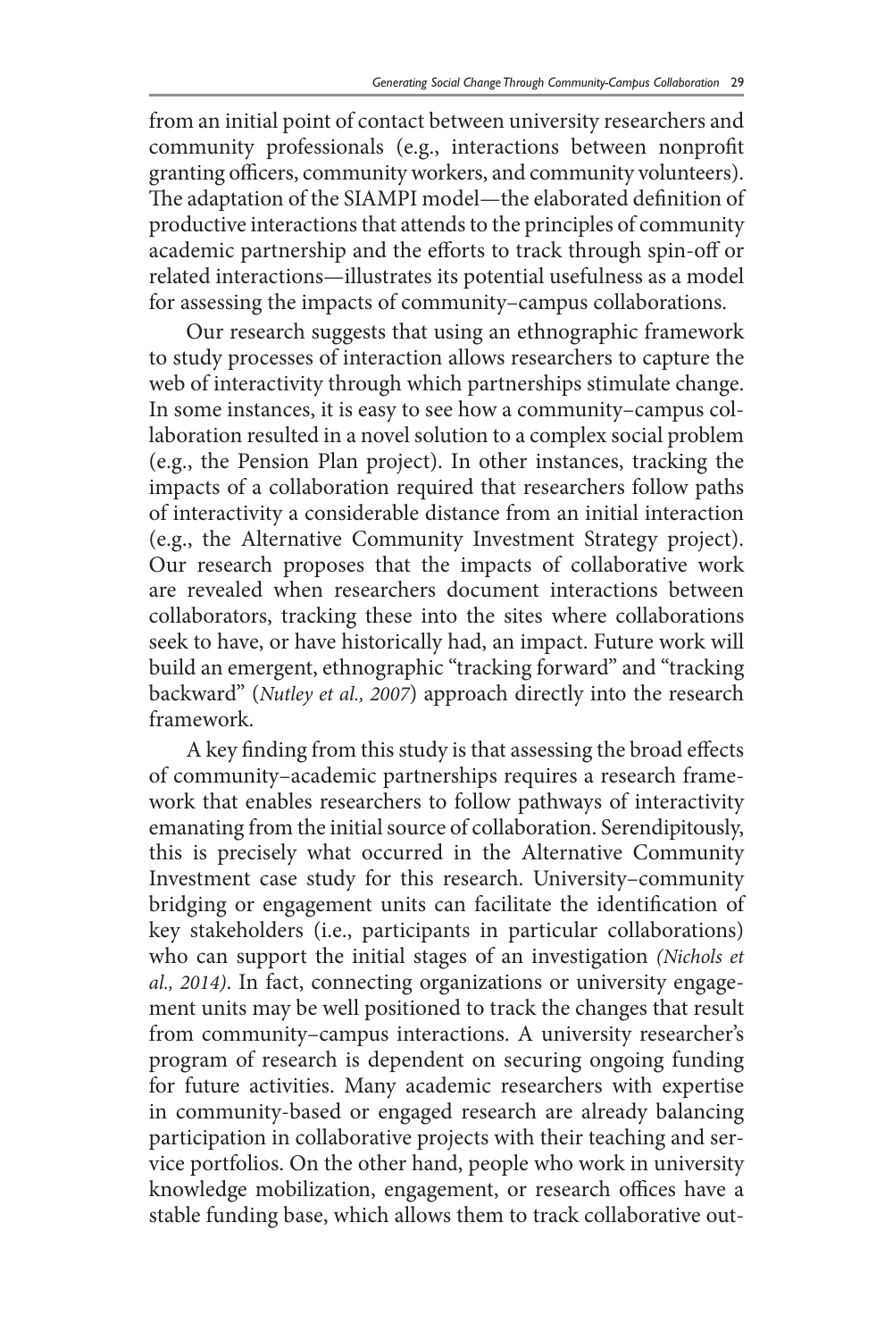from an initial point of contact between university researchers and community professionals (e.g., interactions between nonprofit granting officers, community workers, and community volunteers). The adaptation of the SIAMPI model—the elaborated definition of productive interactions that attends to the principles of community academic partnership and the efforts to track through spin-off or related interactions—illustrates its potential usefulness as a model for assessing the impacts of community–campus collaborations.

Our research suggests that using an ethnographic framework to study processes of interaction allows researchers to capture the web of interactivity through which partnerships stimulate change. In some instances, it is easy to see how a community–campus collaboration resulted in a novel solution to a complex social problem (e.g., the Pension Plan project). In other instances, tracking the impacts of a collaboration required that researchers follow paths of interactivity a considerable distance from an initial interaction (e.g., the Alternative Community Investment Strategy project). Our research proposes that the impacts of collaborative work are revealed when researchers document interactions between collaborators, tracking these into the sites where collaborations seek to have, or have historically had, an impact. Future work will build an emergent, ethnographic "tracking forward" and "tracking backward" (*Nutley et al., 2007*) approach directly into the research framework.

A key finding from this study is that assessing the broad effects of community–academic partnerships requires a research framework that enables researchers to follow pathways of interactivity emanating from the initial source of collaboration. Serendipitously, this is precisely what occurred in the Alternative Community Investment case study for this research. University–community bridging or engagement units can facilitate the identification of key stakeholders (i.e., participants in particular collaborations) who can support the initial stages of an investigation *(Nichols et al., 2014)*. In fact, connecting organizations or university engagement units may be well positioned to track the changes that result from community–campus interactions. A university researcher's program of research is dependent on securing ongoing funding for future activities. Many academic researchers with expertise in community-based or engaged research are already balancing participation in collaborative projects with their teaching and service portfolios. On the other hand, people who work in university knowledge mobilization, engagement, or research offices have a stable funding base, which allows them to track collaborative out-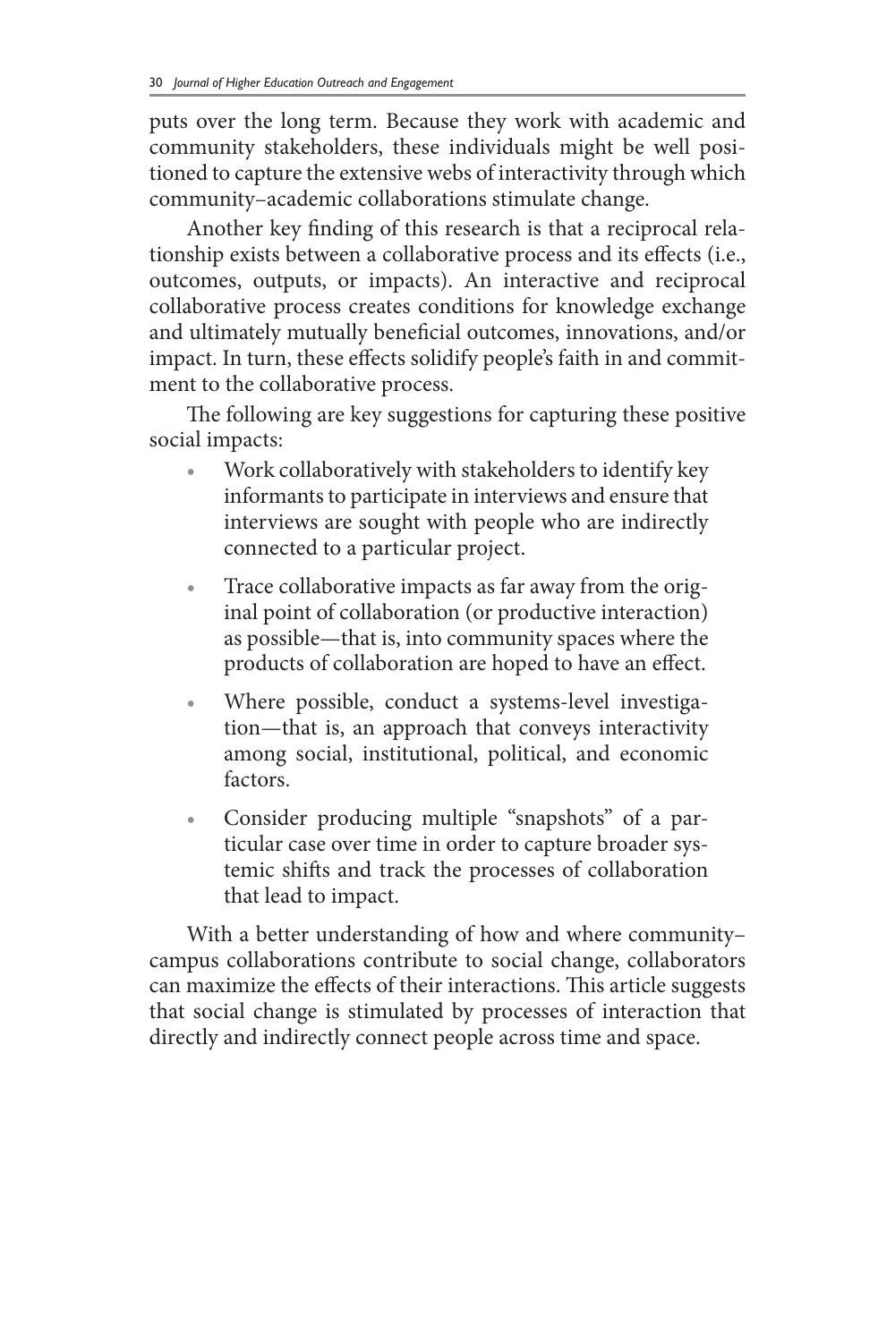puts over the long term. Because they work with academic and community stakeholders, these individuals might be well positioned to capture the extensive webs of interactivity through which community–academic collaborations stimulate change.

Another key finding of this research is that a reciprocal relationship exists between a collaborative process and its effects (i.e., outcomes, outputs, or impacts). An interactive and reciprocal collaborative process creates conditions for knowledge exchange and ultimately mutually beneficial outcomes, innovations, and/or impact. In turn, these effects solidify people's faith in and commitment to the collaborative process.

The following are key suggestions for capturing these positive social impacts:

- Work collaboratively with stakeholders to identify key informants to participate in interviews and ensure that interviews are sought with people who are indirectly connected to a particular project.
- Trace collaborative impacts as far away from the original point of collaboration (or productive interaction) as possible—that is, into community spaces where the products of collaboration are hoped to have an effect.
- Where possible, conduct a systems-level investigation—that is, an approach that conveys interactivity among social, institutional, political, and economic factors.
- Consider producing multiple "snapshots" of a particular case over time in order to capture broader systemic shifts and track the processes of collaboration that lead to impact.

With a better understanding of how and where community–campus collaborations contribute to social change, collaborators can maximize the effects of their interactions. This article suggests that social change is stimulated by processes of interaction that directly and indirectly connect people across time and space.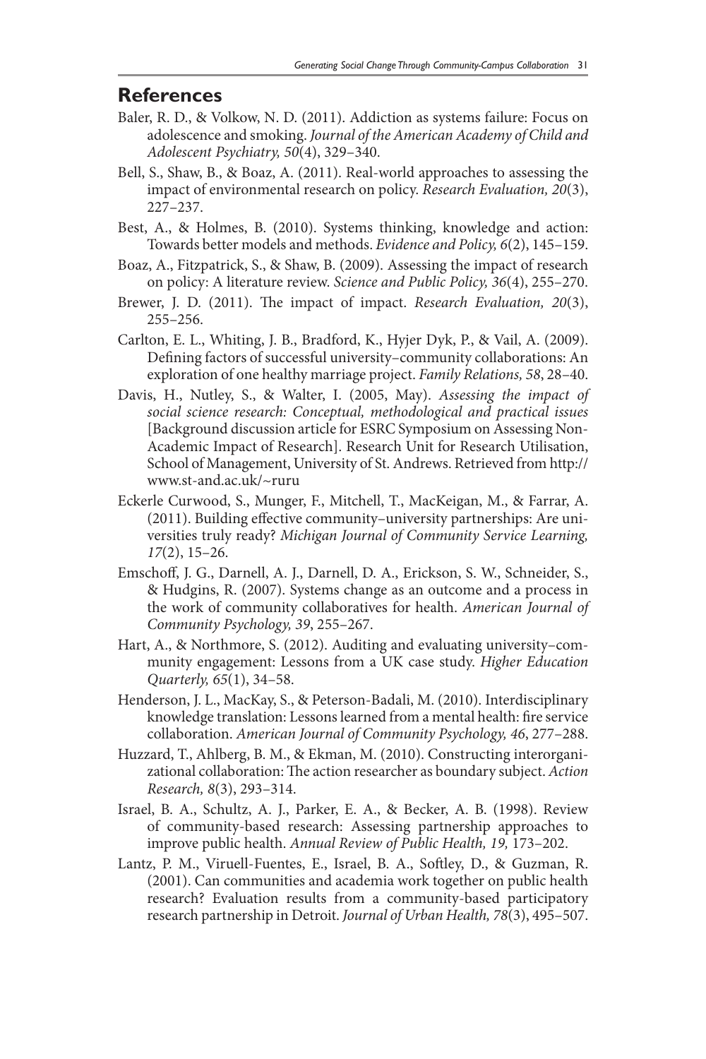## References

Baler, R. D., & Volkow, N. D. (2011). Addiction as systems failure: Focus on adolescence and smoking. *Journal of the American Academy of Child and Adolescent Psychiatry, 50*(4), 329–340.

Bell, S., Shaw, B., & Boaz, A. (2011). Real-world approaches to assessing the impact of environmental research on policy. *Research Evaluation, 20*(3), 227–237.

Best, A., & Holmes, B. (2010). Systems thinking, knowledge and action: Towards better models and methods. *Evidence and Policy, 6*(2), 145–159.

Boaz, A., Fitzpatrick, S., & Shaw, B. (2009). Assessing the impact of research on policy: A literature review. *Science and Public Policy, 36*(4), 255–270.

Brewer, J. D. (2011). The impact of impact. *Research Evaluation, 20*(3), 255–256.

Carlton, E. L., Whiting, J. B., Bradford, K., Hyjer Dyk, P., & Vail, A. (2009). Defining factors of successful university–community collaborations: An exploration of one healthy marriage project. *Family Relations, 58*, 28–40.

Davis, H., Nutley, S., & Walter, I. (2005, May). *Assessing the impact of social science research: Conceptual, methodological and practical issues* [Background discussion article for ESRC Symposium on Assessing Non-Academic Impact of Research]. Research Unit for Research Utilisation, School of Management, University of St. Andrews. Retrieved from http://www.st-and.ac.uk/~ruru

Eckerle Curwood, S., Munger, F., Mitchell, T., MacKeigan, M., & Farrar, A. (2011). Building effective community–university partnerships: Are universities truly ready? *Michigan Journal of Community Service Learning, 17*(2), 15–26.

Emschoff, J. G., Darnell, A. J., Darnell, D. A., Erickson, S. W., Schneider, S., & Hudgins, R. (2007). Systems change as an outcome and a process in the work of community collaboratives for health. *American Journal of Community Psychology, 39*, 255–267.

Hart, A., & Northmore, S. (2012). Auditing and evaluating university–community engagement: Lessons from a UK case study. *Higher Education Quarterly, 65*(1), 34–58.

Henderson, J. L., MacKay, S., & Peterson-Badali, M. (2010). Interdisciplinary knowledge translation: Lessons learned from a mental health: fire service collaboration. *American Journal of Community Psychology, 46*, 277–288.

Huzzard, T., Ahlberg, B. M., & Ekman, M. (2010). Constructing interorganizational collaboration: The action researcher as boundary subject. *Action Research, 8*(3), 293–314.

Israel, B. A., Schultz, A. J., Parker, E. A., & Becker, A. B. (1998). Review of community-based research: Assessing partnership approaches to improve public health. *Annual Review of Public Health, 19,* 173–202.

Lantz, P. M., Viruell-Fuentes, E., Israel, B. A., Softley, D., & Guzman, R. (2001). Can communities and academia work together on public health research? Evaluation results from a community-based participatory research partnership in Detroit. *Journal of Urban Health, 78*(3), 495–507.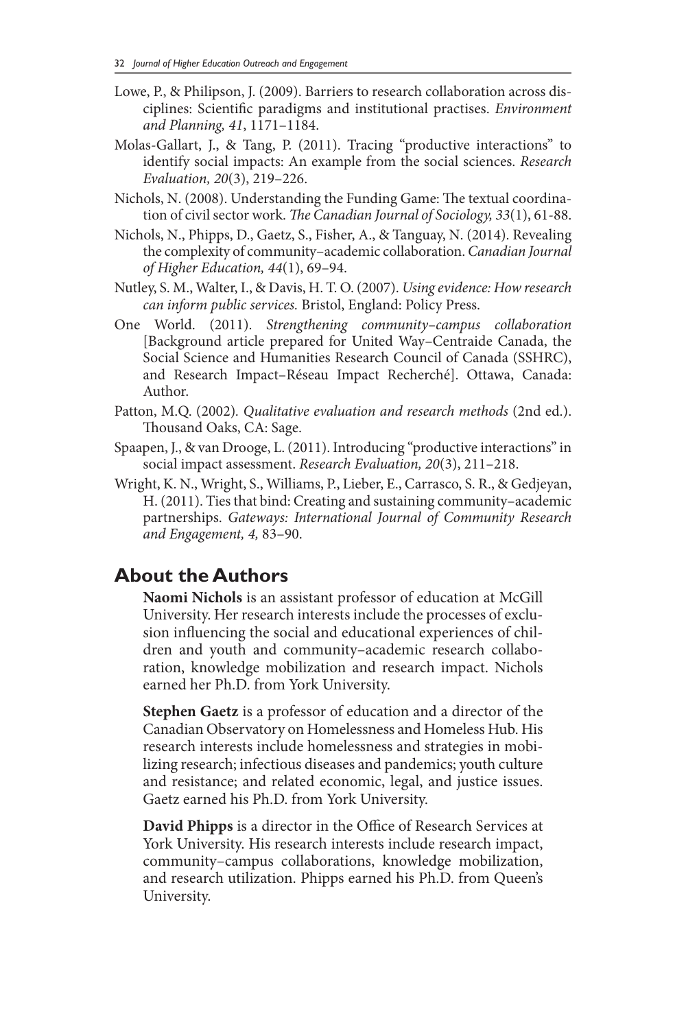Lowe, P., & Philipson, J. (2009). Barriers to research collaboration across disciplines: Scientific paradigms and institutional practises. *Environment and Planning, 41*, 1171–1184.

Molas-Gallart, J., & Tang, P. (2011). Tracing "productive interactions" to identify social impacts: An example from the social sciences. *Research Evaluation, 20*(3), 219–226.

Nichols, N. (2008). Understanding the Funding Game: The textual coordination of civil sector work. *The Canadian Journal of Sociology, 33*(1), 61-88.

Nichols, N., Phipps, D., Gaetz, S., Fisher, A., & Tanguay, N. (2014). Revealing the complexity of community–academic collaboration. *Canadian Journal of Higher Education, 44*(1), 69–94.

Nutley, S. M., Walter, I., & Davis, H. T. O. (2007). *Using evidence: How research can inform public services.* Bristol, England: Policy Press.

One World. (2011). *Strengthening community–campus collaboration* [Background article prepared for United Way–Centraide Canada, the Social Science and Humanities Research Council of Canada (SSHRC), and Research Impact–Réseau Impact Recherché]. Ottawa, Canada: Author.

Patton, M.Q. (2002). *Qualitative evaluation and research methods* (2nd ed.). Thousand Oaks, CA: Sage.

Spaapen, J., & van Drooge, L. (2011). Introducing "productive interactions" in social impact assessment. *Research Evaluation, 20*(3), 211–218.

Wright, K. N., Wright, S., Williams, P., Lieber, E., Carrasco, S. R., & Gedjeyan, H. (2011). Ties that bind: Creating and sustaining community–academic partnerships. *Gateways: International Journal of Community Research and Engagement, 4,* 83–90.

## About the Authors

**Naomi Nichols** is an assistant professor of education at McGill University. Her research interests include the processes of exclusion influencing the social and educational experiences of children and youth and community–academic research collaboration, knowledge mobilization and research impact. Nichols earned her Ph.D. from York University.

**Stephen Gaetz** is a professor of education and a director of the Canadian Observatory on Homelessness and Homeless Hub. His research interests include homelessness and strategies in mobilizing research; infectious diseases and pandemics; youth culture and resistance; and related economic, legal, and justice issues. Gaetz earned his Ph.D. from York University.

**David Phipps** is a director in the Office of Research Services at York University. His research interests include research impact, community–campus collaborations, knowledge mobilization, and research utilization. Phipps earned his Ph.D. from Queen's University.